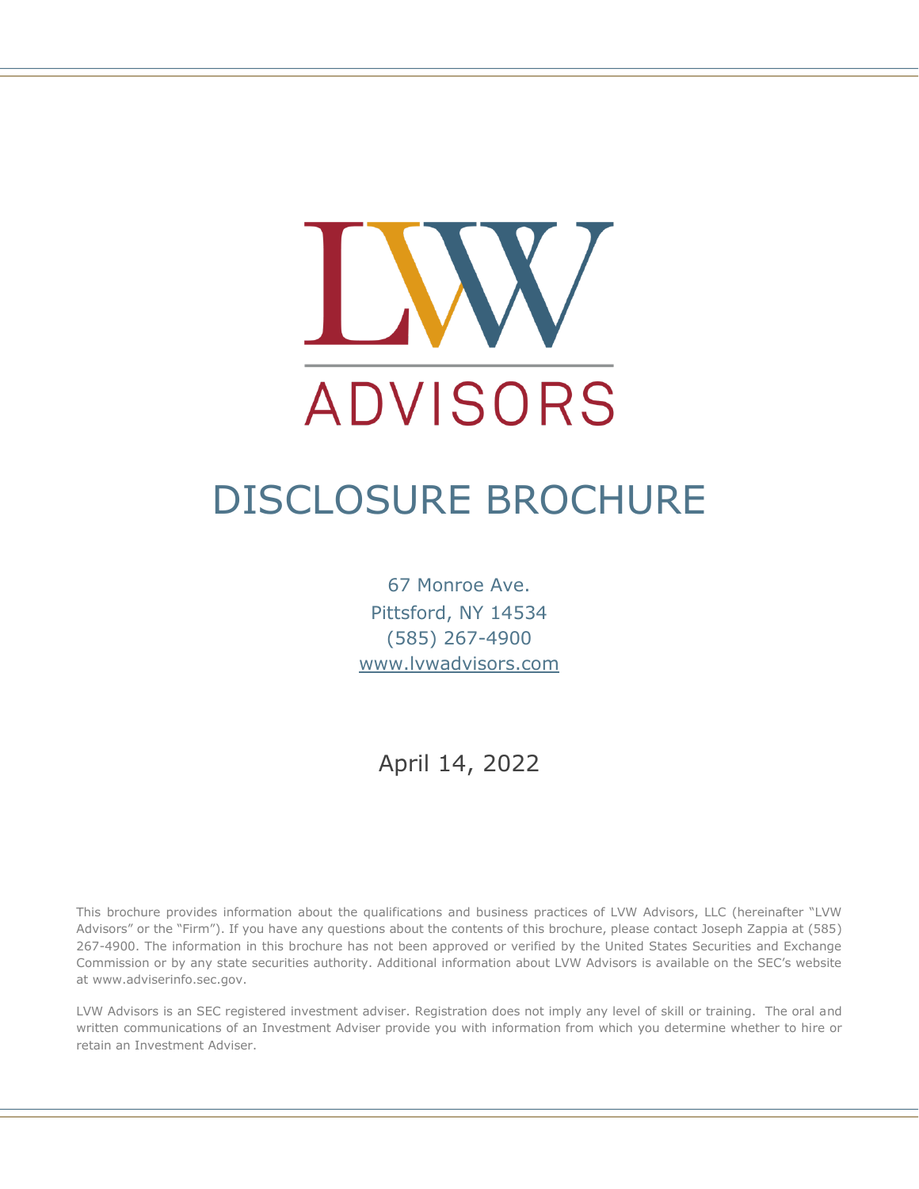# LVW ADVISORS

# DISCLOSURE BROCHURE

67 Monroe Ave.
Pittsford, NY 14534
(585) 267-4900
www.lvwadvisors.com

April 14, 2022

This brochure provides information about the qualifications and business practices of LVW Advisors, LLC (hereinafter "LVW Advisors" or the "Firm"). If you have any questions about the contents of this brochure, please contact Joseph Zappia at (585) 267-4900. The information in this brochure has not been approved or verified by the United States Securities and Exchange Commission or by any state securities authority. Additional information about LVW Advisors is available on the SEC's website at www.adviserinfo.sec.gov.

LVW Advisors is an SEC registered investment adviser. Registration does not imply any level of skill or training. The oral and written communications of an Investment Adviser provide you with information from which you determine whether to hire or retain an Investment Adviser.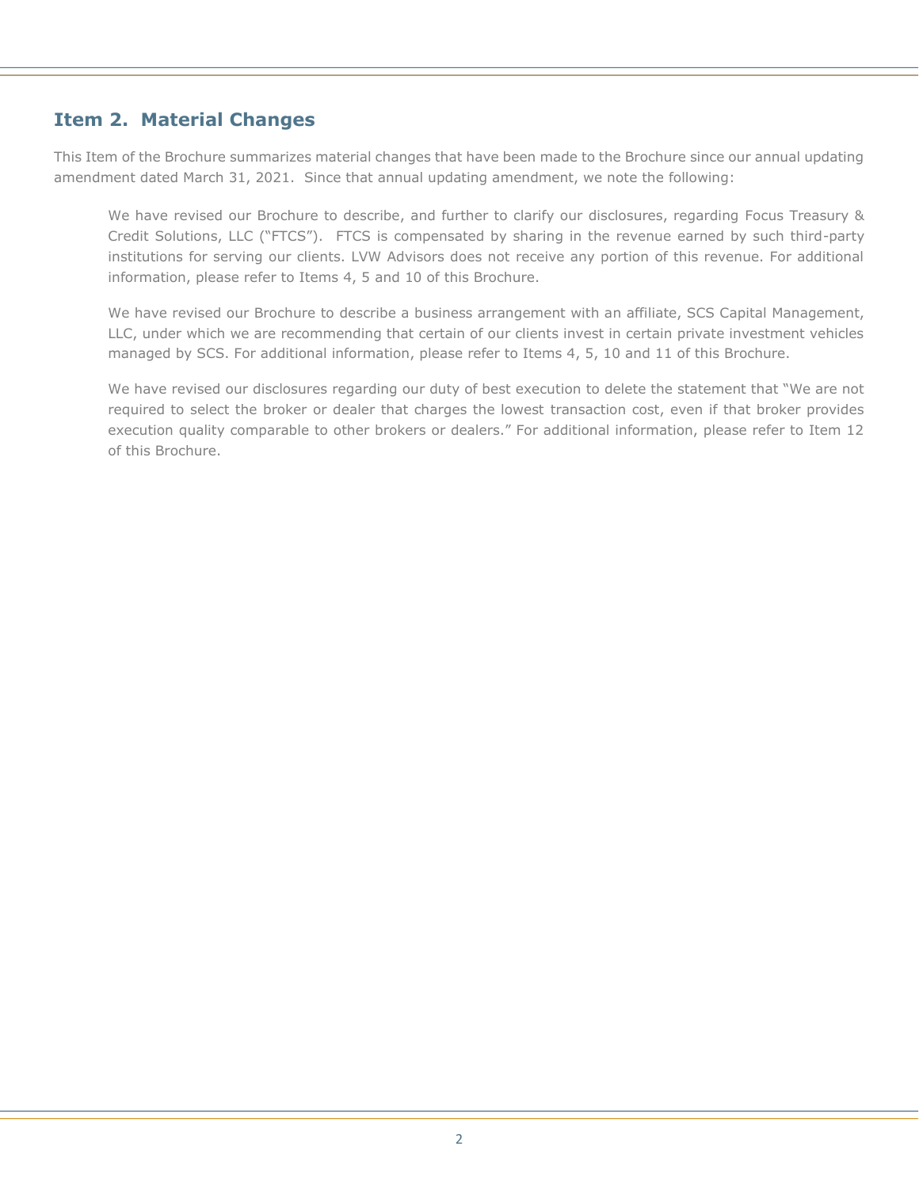## Item 2. Material Changes

This Item of the Brochure summarizes material changes that have been made to the Brochure since our annual updating amendment dated March 31, 2021. Since that annual updating amendment, we note the following:

> We have revised our Brochure to describe, and further to clarify our disclosures, regarding Focus Treasury & Credit Solutions, LLC ("FTCS"). FTCS is compensated by sharing in the revenue earned by such third-party institutions for serving our clients. LVW Advisors does not receive any portion of this revenue. For additional information, please refer to Items 4, 5 and 10 of this Brochure.
>
> We have revised our Brochure to describe a business arrangement with an affiliate, SCS Capital Management, LLC, under which we are recommending that certain of our clients invest in certain private investment vehicles managed by SCS. For additional information, please refer to Items 4, 5, 10 and 11 of this Brochure.
>
> We have revised our disclosures regarding our duty of best execution to delete the statement that "We are not required to select the broker or dealer that charges the lowest transaction cost, even if that broker provides execution quality comparable to other brokers or dealers." For additional information, please refer to Item 12 of this Brochure.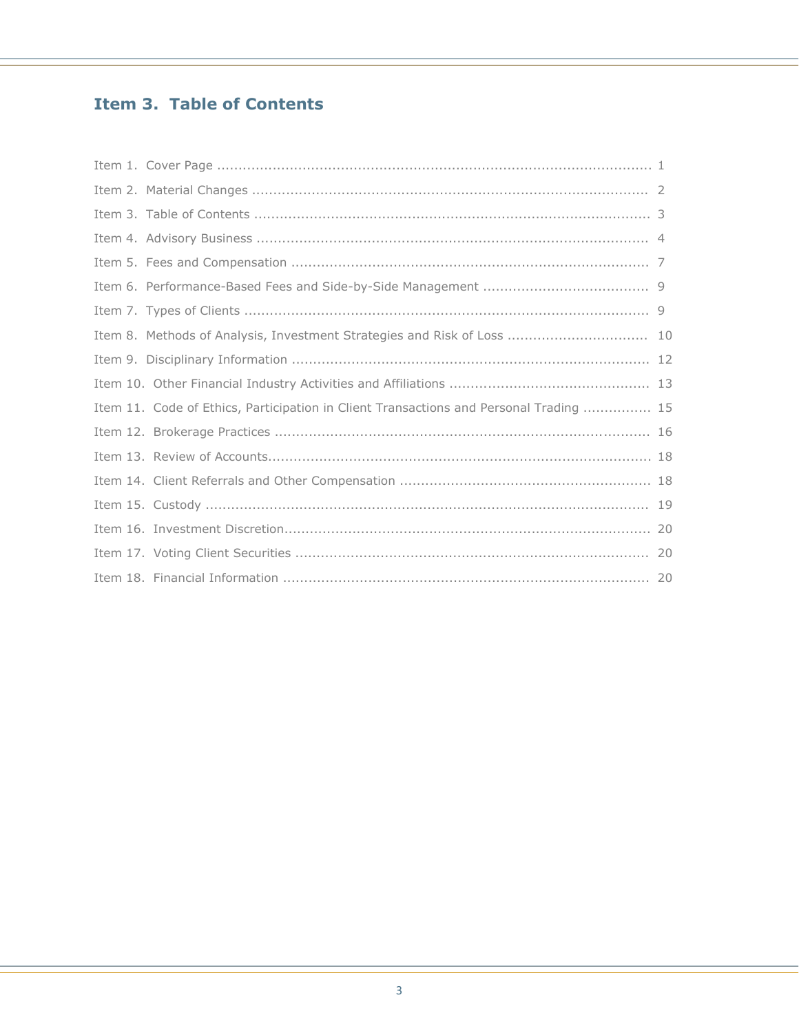## Item 3. Table of Contents

Item 1. Cover Page ..................................................................................................... 1
Item 2. Material Changes ............................................................................................ 2
Item 3. Table of Contents ............................................................................................ 3
Item 4. Advisory Business ........................................................................................... 4
Item 5. Fees and Compensation ................................................................................... 7
Item 6. Performance-Based Fees and Side-by-Side Management ...................................... 9
Item 7. Types of Clients .............................................................................................. 9
Item 8. Methods of Analysis, Investment Strategies and Risk of Loss ................................. 10
Item 9. Disciplinary Information .................................................................................... 12
Item 10. Other Financial Industry Activities and Affiliations ............................................... 13
Item 11. Code of Ethics, Participation in Client Transactions and Personal Trading ................ 15
Item 12. Brokerage Practices ......................................................................................... 16
Item 13. Review of Accounts........................................................................................... 18
Item 14. Client Referrals and Other Compensation ........................................................... 18
Item 15. Custody ......................................................................................................... 19
Item 16. Investment Discretion...................................................................................... 20
Item 17. Voting Client Securities ................................................................................... 20
Item 18. Financial Information ...................................................................................... 20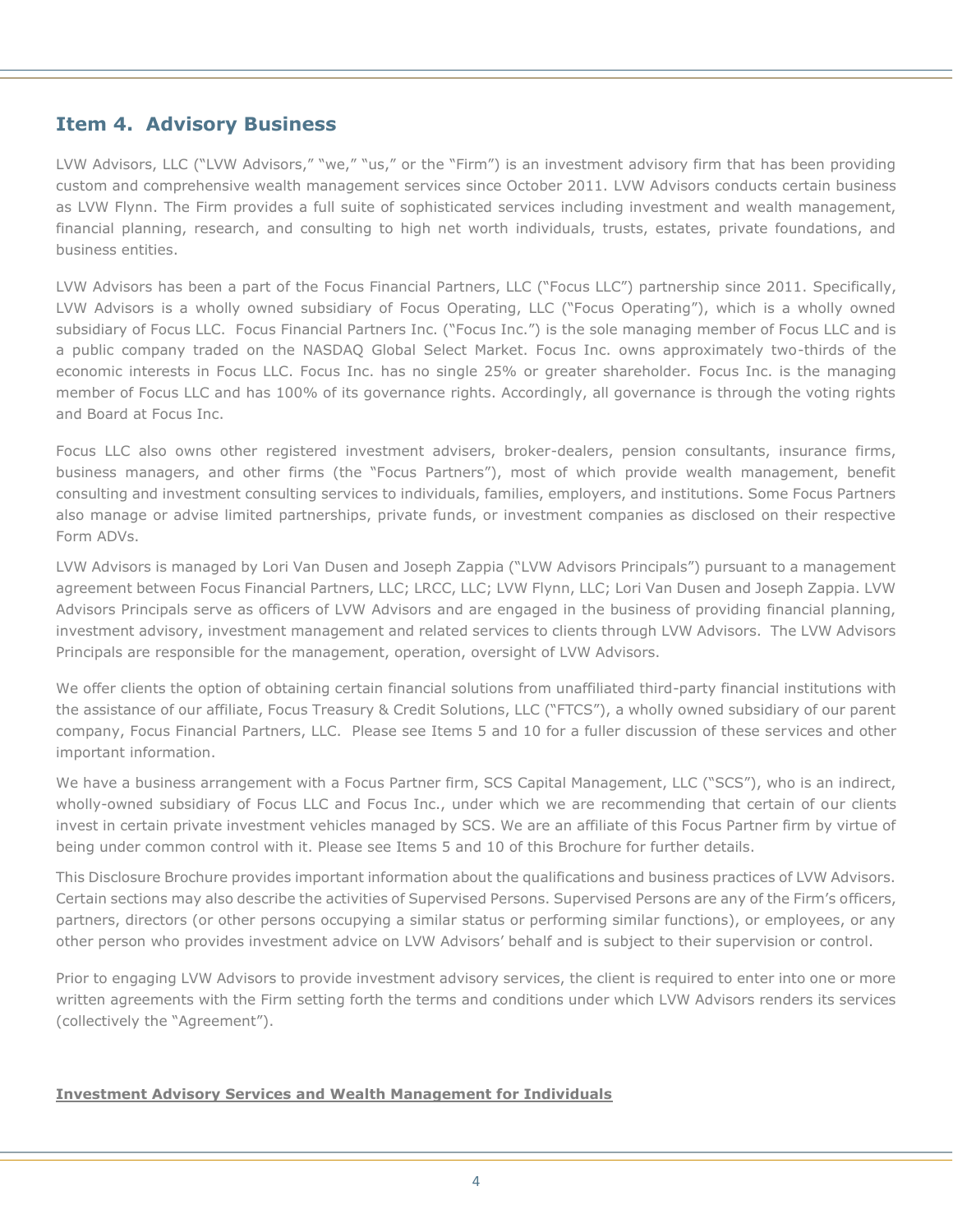## Item 4. Advisory Business

LVW Advisors, LLC ("LVW Advisors," "we," "us," or the "Firm") is an investment advisory firm that has been providing custom and comprehensive wealth management services since October 2011. LVW Advisors conducts certain business as LVW Flynn. The Firm provides a full suite of sophisticated services including investment and wealth management, financial planning, research, and consulting to high net worth individuals, trusts, estates, private foundations, and business entities.

LVW Advisors has been a part of the Focus Financial Partners, LLC ("Focus LLC") partnership since 2011. Specifically, LVW Advisors is a wholly owned subsidiary of Focus Operating, LLC ("Focus Operating"), which is a wholly owned subsidiary of Focus LLC. Focus Financial Partners Inc. ("Focus Inc.") is the sole managing member of Focus LLC and is a public company traded on the NASDAQ Global Select Market. Focus Inc. owns approximately two-thirds of the economic interests in Focus LLC. Focus Inc. has no single 25% or greater shareholder. Focus Inc. is the managing member of Focus LLC and has 100% of its governance rights. Accordingly, all governance is through the voting rights and Board at Focus Inc.

Focus LLC also owns other registered investment advisers, broker-dealers, pension consultants, insurance firms, business managers, and other firms (the "Focus Partners"), most of which provide wealth management, benefit consulting and investment consulting services to individuals, families, employers, and institutions. Some Focus Partners also manage or advise limited partnerships, private funds, or investment companies as disclosed on their respective Form ADVs.

LVW Advisors is managed by Lori Van Dusen and Joseph Zappia ("LVW Advisors Principals") pursuant to a management agreement between Focus Financial Partners, LLC; LRCC, LLC; LVW Flynn, LLC; Lori Van Dusen and Joseph Zappia. LVW Advisors Principals serve as officers of LVW Advisors and are engaged in the business of providing financial planning, investment advisory, investment management and related services to clients through LVW Advisors. The LVW Advisors Principals are responsible for the management, operation, oversight of LVW Advisors.

We offer clients the option of obtaining certain financial solutions from unaffiliated third-party financial institutions with the assistance of our affiliate, Focus Treasury & Credit Solutions, LLC ("FTCS"), a wholly owned subsidiary of our parent company, Focus Financial Partners, LLC. Please see Items 5 and 10 for a fuller discussion of these services and other important information.

We have a business arrangement with a Focus Partner firm, SCS Capital Management, LLC ("SCS"), who is an indirect, wholly-owned subsidiary of Focus LLC and Focus Inc., under which we are recommending that certain of our clients invest in certain private investment vehicles managed by SCS. We are an affiliate of this Focus Partner firm by virtue of being under common control with it. Please see Items 5 and 10 of this Brochure for further details.

This Disclosure Brochure provides important information about the qualifications and business practices of LVW Advisors. Certain sections may also describe the activities of Supervised Persons. Supervised Persons are any of the Firm's officers, partners, directors (or other persons occupying a similar status or performing similar functions), or employees, or any other person who provides investment advice on LVW Advisors' behalf and is subject to their supervision or control.

Prior to engaging LVW Advisors to provide investment advisory services, the client is required to enter into one or more written agreements with the Firm setting forth the terms and conditions under which LVW Advisors renders its services (collectively the "Agreement").

**Investment Advisory Services and Wealth Management for Individuals**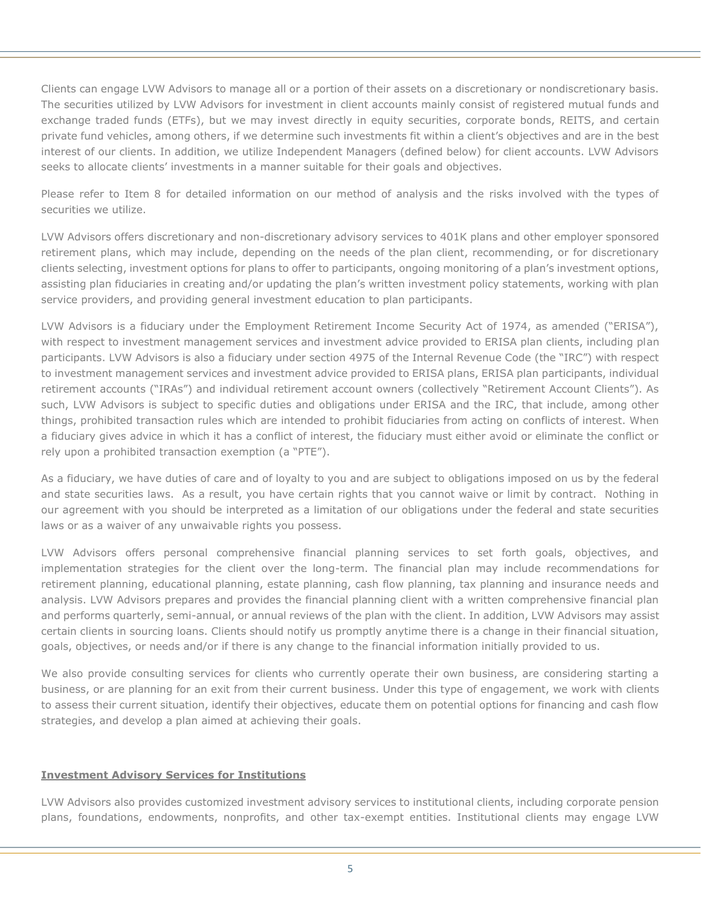Clients can engage LVW Advisors to manage all or a portion of their assets on a discretionary or nondiscretionary basis. The securities utilized by LVW Advisors for investment in client accounts mainly consist of registered mutual funds and exchange traded funds (ETFs), but we may invest directly in equity securities, corporate bonds, REITS, and certain private fund vehicles, among others, if we determine such investments fit within a client's objectives and are in the best interest of our clients. In addition, we utilize Independent Managers (defined below) for client accounts. LVW Advisors seeks to allocate clients' investments in a manner suitable for their goals and objectives.

Please refer to Item 8 for detailed information on our method of analysis and the risks involved with the types of securities we utilize.

LVW Advisors offers discretionary and non-discretionary advisory services to 401K plans and other employer sponsored retirement plans, which may include, depending on the needs of the plan client, recommending, or for discretionary clients selecting, investment options for plans to offer to participants, ongoing monitoring of a plan's investment options, assisting plan fiduciaries in creating and/or updating the plan's written investment policy statements, working with plan service providers, and providing general investment education to plan participants.

LVW Advisors is a fiduciary under the Employment Retirement Income Security Act of 1974, as amended ("ERISA"), with respect to investment management services and investment advice provided to ERISA plan clients, including plan participants. LVW Advisors is also a fiduciary under section 4975 of the Internal Revenue Code (the "IRC") with respect to investment management services and investment advice provided to ERISA plans, ERISA plan participants, individual retirement accounts ("IRAs") and individual retirement account owners (collectively "Retirement Account Clients"). As such, LVW Advisors is subject to specific duties and obligations under ERISA and the IRC, that include, among other things, prohibited transaction rules which are intended to prohibit fiduciaries from acting on conflicts of interest. When a fiduciary gives advice in which it has a conflict of interest, the fiduciary must either avoid or eliminate the conflict or rely upon a prohibited transaction exemption (a "PTE").

As a fiduciary, we have duties of care and of loyalty to you and are subject to obligations imposed on us by the federal and state securities laws. As a result, you have certain rights that you cannot waive or limit by contract. Nothing in our agreement with you should be interpreted as a limitation of our obligations under the federal and state securities laws or as a waiver of any unwaivable rights you possess.

LVW Advisors offers personal comprehensive financial planning services to set forth goals, objectives, and implementation strategies for the client over the long-term. The financial plan may include recommendations for retirement planning, educational planning, estate planning, cash flow planning, tax planning and insurance needs and analysis. LVW Advisors prepares and provides the financial planning client with a written comprehensive financial plan and performs quarterly, semi-annual, or annual reviews of the plan with the client. In addition, LVW Advisors may assist certain clients in sourcing loans. Clients should notify us promptly anytime there is a change in their financial situation, goals, objectives, or needs and/or if there is any change to the financial information initially provided to us.

We also provide consulting services for clients who currently operate their own business, are considering starting a business, or are planning for an exit from their current business. Under this type of engagement, we work with clients to assess their current situation, identify their objectives, educate them on potential options for financing and cash flow strategies, and develop a plan aimed at achieving their goals.

**Investment Advisory Services for Institutions**

LVW Advisors also provides customized investment advisory services to institutional clients, including corporate pension plans, foundations, endowments, nonprofits, and other tax-exempt entities. Institutional clients may engage LVW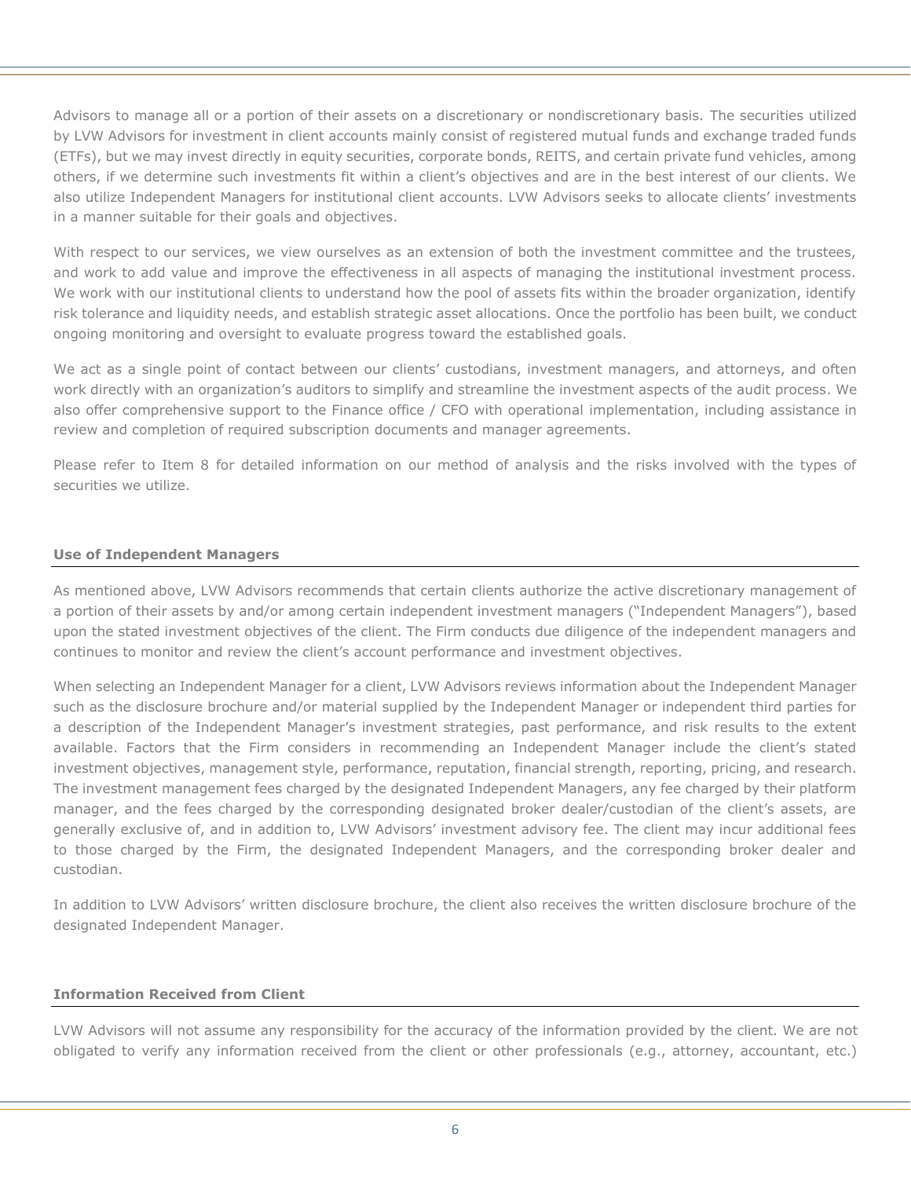Advisors to manage all or a portion of their assets on a discretionary or nondiscretionary basis. The securities utilized by LVW Advisors for investment in client accounts mainly consist of registered mutual funds and exchange traded funds (ETFs), but we may invest directly in equity securities, corporate bonds, REITS, and certain private fund vehicles, among others, if we determine such investments fit within a client's objectives and are in the best interest of our clients. We also utilize Independent Managers for institutional client accounts. LVW Advisors seeks to allocate clients' investments in a manner suitable for their goals and objectives.

With respect to our services, we view ourselves as an extension of both the investment committee and the trustees, and work to add value and improve the effectiveness in all aspects of managing the institutional investment process. We work with our institutional clients to understand how the pool of assets fits within the broader organization, identify risk tolerance and liquidity needs, and establish strategic asset allocations. Once the portfolio has been built, we conduct ongoing monitoring and oversight to evaluate progress toward the established goals.

We act as a single point of contact between our clients' custodians, investment managers, and attorneys, and often work directly with an organization's auditors to simplify and streamline the investment aspects of the audit process. We also offer comprehensive support to the Finance office / CFO with operational implementation, including assistance in review and completion of required subscription documents and manager agreements.

Please refer to Item 8 for detailed information on our method of analysis and the risks involved with the types of securities we utilize.

### Use of Independent Managers

As mentioned above, LVW Advisors recommends that certain clients authorize the active discretionary management of a portion of their assets by and/or among certain independent investment managers ("Independent Managers"), based upon the stated investment objectives of the client. The Firm conducts due diligence of the independent managers and continues to monitor and review the client's account performance and investment objectives.

When selecting an Independent Manager for a client, LVW Advisors reviews information about the Independent Manager such as the disclosure brochure and/or material supplied by the Independent Manager or independent third parties for a description of the Independent Manager's investment strategies, past performance, and risk results to the extent available. Factors that the Firm considers in recommending an Independent Manager include the client's stated investment objectives, management style, performance, reputation, financial strength, reporting, pricing, and research. The investment management fees charged by the designated Independent Managers, any fee charged by their platform manager, and the fees charged by the corresponding designated broker dealer/custodian of the client's assets, are generally exclusive of, and in addition to, LVW Advisors' investment advisory fee. The client may incur additional fees to those charged by the Firm, the designated Independent Managers, and the corresponding broker dealer and custodian.

In addition to LVW Advisors' written disclosure brochure, the client also receives the written disclosure brochure of the designated Independent Manager.

### Information Received from Client

LVW Advisors will not assume any responsibility for the accuracy of the information provided by the client. We are not obligated to verify any information received from the client or other professionals (e.g., attorney, accountant, etc.)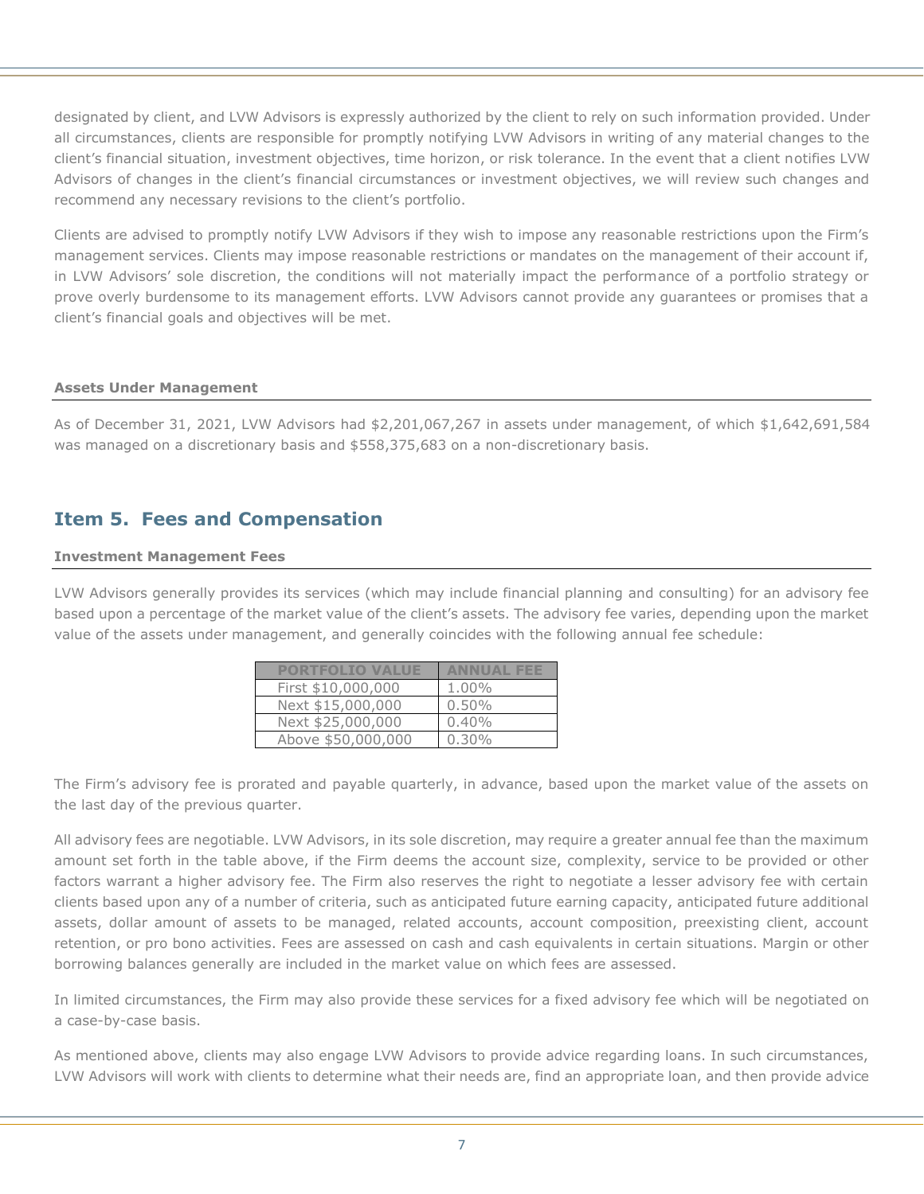designated by client, and LVW Advisors is expressly authorized by the client to rely on such information provided. Under all circumstances, clients are responsible for promptly notifying LVW Advisors in writing of any material changes to the client's financial situation, investment objectives, time horizon, or risk tolerance. In the event that a client notifies LVW Advisors of changes in the client's financial circumstances or investment objectives, we will review such changes and recommend any necessary revisions to the client's portfolio.

Clients are advised to promptly notify LVW Advisors if they wish to impose any reasonable restrictions upon the Firm's management services. Clients may impose reasonable restrictions or mandates on the management of their account if, in LVW Advisors' sole discretion, the conditions will not materially impact the performance of a portfolio strategy or prove overly burdensome to its management efforts. LVW Advisors cannot provide any guarantees or promises that a client's financial goals and objectives will be met.

### Assets Under Management

As of December 31, 2021, LVW Advisors had $2,201,067,267 in assets under management, of which $1,642,691,584 was managed on a discretionary basis and $558,375,683 on a non-discretionary basis.

## Item 5. Fees and Compensation

### Investment Management Fees

LVW Advisors generally provides its services (which may include financial planning and consulting) for an advisory fee based upon a percentage of the market value of the client's assets. The advisory fee varies, depending upon the market value of the assets under management, and generally coincides with the following annual fee schedule:

| PORTFOLIO VALUE | ANNUAL FEE |
| --- | --- |
| First $10,000,000 | 1.00% |
| Next $15,000,000 | 0.50% |
| Next $25,000,000 | 0.40% |
| Above $50,000,000 | 0.30% |

The Firm's advisory fee is prorated and payable quarterly, in advance, based upon the market value of the assets on the last day of the previous quarter.

All advisory fees are negotiable. LVW Advisors, in its sole discretion, may require a greater annual fee than the maximum amount set forth in the table above, if the Firm deems the account size, complexity, service to be provided or other factors warrant a higher advisory fee. The Firm also reserves the right to negotiate a lesser advisory fee with certain clients based upon any of a number of criteria, such as anticipated future earning capacity, anticipated future additional assets, dollar amount of assets to be managed, related accounts, account composition, preexisting client, account retention, or pro bono activities. Fees are assessed on cash and cash equivalents in certain situations. Margin or other borrowing balances generally are included in the market value on which fees are assessed.

In limited circumstances, the Firm may also provide these services for a fixed advisory fee which will be negotiated on a case-by-case basis.

As mentioned above, clients may also engage LVW Advisors to provide advice regarding loans. In such circumstances, LVW Advisors will work with clients to determine what their needs are, find an appropriate loan, and then provide advice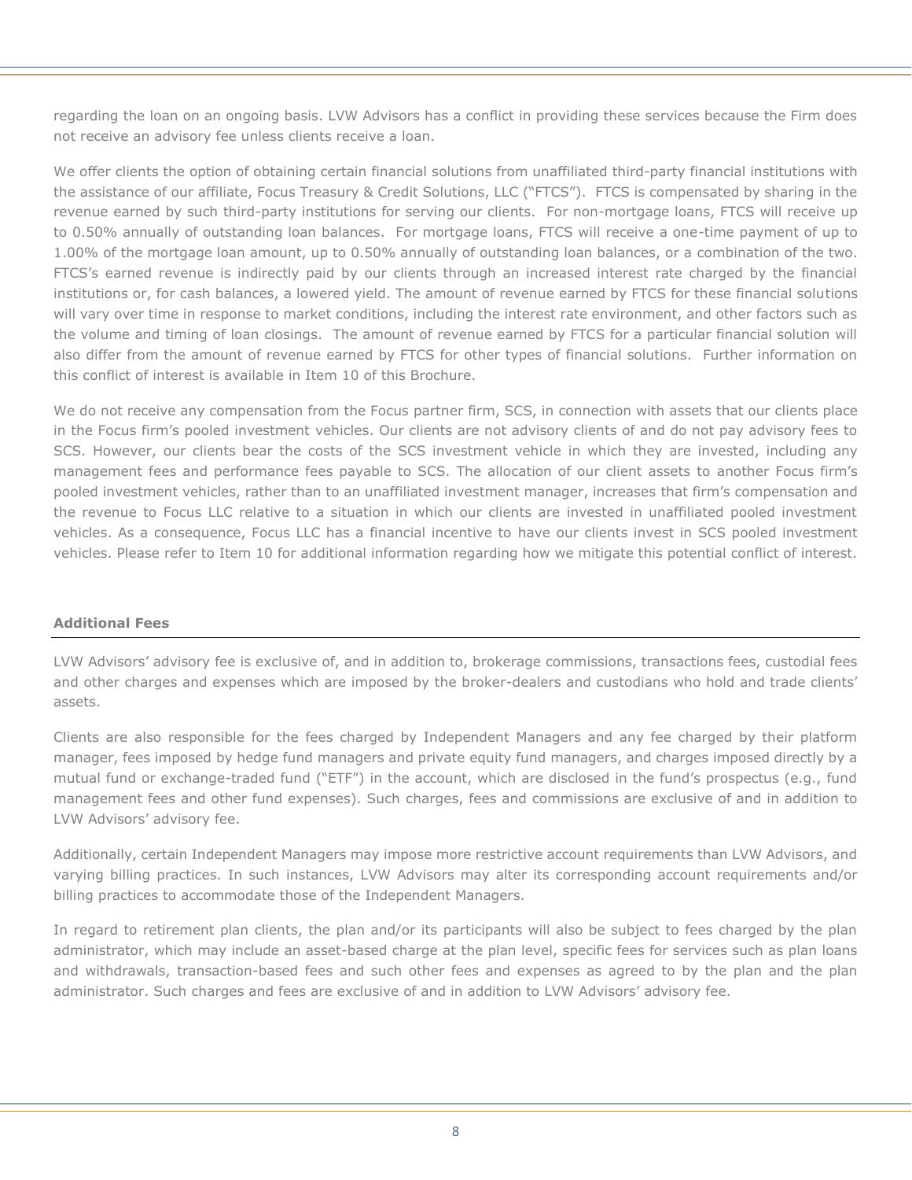regarding the loan on an ongoing basis. LVW Advisors has a conflict in providing these services because the Firm does not receive an advisory fee unless clients receive a loan.

We offer clients the option of obtaining certain financial solutions from unaffiliated third-party financial institutions with the assistance of our affiliate, Focus Treasury & Credit Solutions, LLC ("FTCS"). FTCS is compensated by sharing in the revenue earned by such third-party institutions for serving our clients. For non-mortgage loans, FTCS will receive up to 0.50% annually of outstanding loan balances. For mortgage loans, FTCS will receive a one-time payment of up to 1.00% of the mortgage loan amount, up to 0.50% annually of outstanding loan balances, or a combination of the two. FTCS's earned revenue is indirectly paid by our clients through an increased interest rate charged by the financial institutions or, for cash balances, a lowered yield. The amount of revenue earned by FTCS for these financial solutions will vary over time in response to market conditions, including the interest rate environment, and other factors such as the volume and timing of loan closings. The amount of revenue earned by FTCS for a particular financial solution will also differ from the amount of revenue earned by FTCS for other types of financial solutions. Further information on this conflict of interest is available in Item 10 of this Brochure.

We do not receive any compensation from the Focus partner firm, SCS, in connection with assets that our clients place in the Focus firm's pooled investment vehicles. Our clients are not advisory clients of and do not pay advisory fees to SCS. However, our clients bear the costs of the SCS investment vehicle in which they are invested, including any management fees and performance fees payable to SCS. The allocation of our client assets to another Focus firm's pooled investment vehicles, rather than to an unaffiliated investment manager, increases that firm's compensation and the revenue to Focus LLC relative to a situation in which our clients are invested in unaffiliated pooled investment vehicles. As a consequence, Focus LLC has a financial incentive to have our clients invest in SCS pooled investment vehicles. Please refer to Item 10 for additional information regarding how we mitigate this potential conflict of interest.

### Additional Fees

LVW Advisors' advisory fee is exclusive of, and in addition to, brokerage commissions, transactions fees, custodial fees and other charges and expenses which are imposed by the broker-dealers and custodians who hold and trade clients' assets.

Clients are also responsible for the fees charged by Independent Managers and any fee charged by their platform manager, fees imposed by hedge fund managers and private equity fund managers, and charges imposed directly by a mutual fund or exchange-traded fund ("ETF") in the account, which are disclosed in the fund's prospectus (e.g., fund management fees and other fund expenses). Such charges, fees and commissions are exclusive of and in addition to LVW Advisors' advisory fee.

Additionally, certain Independent Managers may impose more restrictive account requirements than LVW Advisors, and varying billing practices. In such instances, LVW Advisors may alter its corresponding account requirements and/or billing practices to accommodate those of the Independent Managers.

In regard to retirement plan clients, the plan and/or its participants will also be subject to fees charged by the plan administrator, which may include an asset-based charge at the plan level, specific fees for services such as plan loans and withdrawals, transaction-based fees and such other fees and expenses as agreed to by the plan and the plan administrator. Such charges and fees are exclusive of and in addition to LVW Advisors' advisory fee.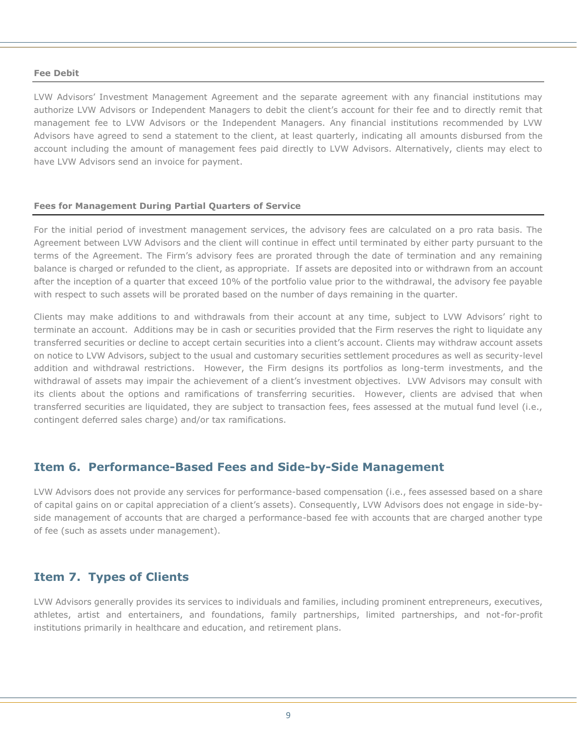#### Fee Debit

LVW Advisors' Investment Management Agreement and the separate agreement with any financial institutions may authorize LVW Advisors or Independent Managers to debit the client's account for their fee and to directly remit that management fee to LVW Advisors or the Independent Managers. Any financial institutions recommended by LVW Advisors have agreed to send a statement to the client, at least quarterly, indicating all amounts disbursed from the account including the amount of management fees paid directly to LVW Advisors. Alternatively, clients may elect to have LVW Advisors send an invoice for payment.

#### Fees for Management During Partial Quarters of Service

For the initial period of investment management services, the advisory fees are calculated on a pro rata basis. The Agreement between LVW Advisors and the client will continue in effect until terminated by either party pursuant to the terms of the Agreement. The Firm's advisory fees are prorated through the date of termination and any remaining balance is charged or refunded to the client, as appropriate. If assets are deposited into or withdrawn from an account after the inception of a quarter that exceed 10% of the portfolio value prior to the withdrawal, the advisory fee payable with respect to such assets will be prorated based on the number of days remaining in the quarter.

Clients may make additions to and withdrawals from their account at any time, subject to LVW Advisors' right to terminate an account. Additions may be in cash or securities provided that the Firm reserves the right to liquidate any transferred securities or decline to accept certain securities into a client's account. Clients may withdraw account assets on notice to LVW Advisors, subject to the usual and customary securities settlement procedures as well as security-level addition and withdrawal restrictions. However, the Firm designs its portfolios as long-term investments, and the withdrawal of assets may impair the achievement of a client's investment objectives. LVW Advisors may consult with its clients about the options and ramifications of transferring securities. However, clients are advised that when transferred securities are liquidated, they are subject to transaction fees, fees assessed at the mutual fund level (i.e., contingent deferred sales charge) and/or tax ramifications.

## Item 6. Performance-Based Fees and Side-by-Side Management

LVW Advisors does not provide any services for performance-based compensation (i.e., fees assessed based on a share of capital gains on or capital appreciation of a client's assets). Consequently, LVW Advisors does not engage in side-by-side management of accounts that are charged a performance-based fee with accounts that are charged another type of fee (such as assets under management).

## Item 7. Types of Clients

LVW Advisors generally provides its services to individuals and families, including prominent entrepreneurs, executives, athletes, artist and entertainers, and foundations, family partnerships, limited partnerships, and not-for-profit institutions primarily in healthcare and education, and retirement plans.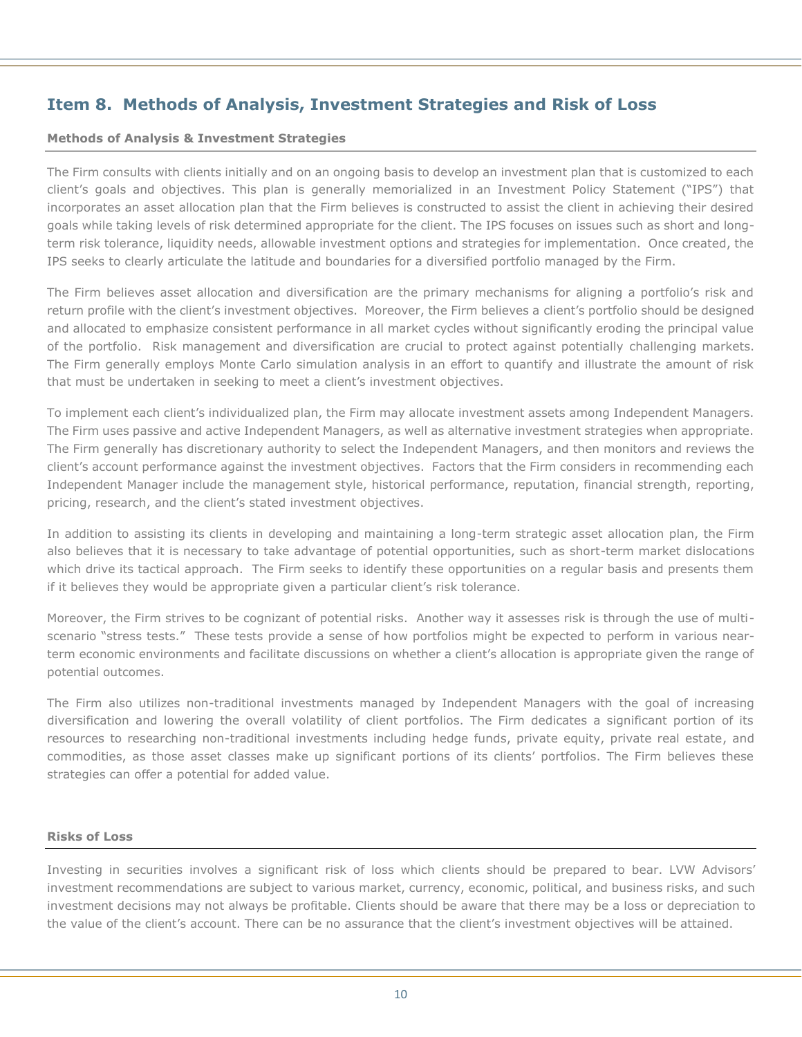## Item 8. Methods of Analysis, Investment Strategies and Risk of Loss

### Methods of Analysis & Investment Strategies

The Firm consults with clients initially and on an ongoing basis to develop an investment plan that is customized to each client's goals and objectives. This plan is generally memorialized in an Investment Policy Statement ("IPS") that incorporates an asset allocation plan that the Firm believes is constructed to assist the client in achieving their desired goals while taking levels of risk determined appropriate for the client. The IPS focuses on issues such as short and long-term risk tolerance, liquidity needs, allowable investment options and strategies for implementation. Once created, the IPS seeks to clearly articulate the latitude and boundaries for a diversified portfolio managed by the Firm.

The Firm believes asset allocation and diversification are the primary mechanisms for aligning a portfolio's risk and return profile with the client's investment objectives. Moreover, the Firm believes a client's portfolio should be designed and allocated to emphasize consistent performance in all market cycles without significantly eroding the principal value of the portfolio. Risk management and diversification are crucial to protect against potentially challenging markets. The Firm generally employs Monte Carlo simulation analysis in an effort to quantify and illustrate the amount of risk that must be undertaken in seeking to meet a client's investment objectives.

To implement each client's individualized plan, the Firm may allocate investment assets among Independent Managers. The Firm uses passive and active Independent Managers, as well as alternative investment strategies when appropriate. The Firm generally has discretionary authority to select the Independent Managers, and then monitors and reviews the client's account performance against the investment objectives. Factors that the Firm considers in recommending each Independent Manager include the management style, historical performance, reputation, financial strength, reporting, pricing, research, and the client's stated investment objectives.

In addition to assisting its clients in developing and maintaining a long-term strategic asset allocation plan, the Firm also believes that it is necessary to take advantage of potential opportunities, such as short-term market dislocations which drive its tactical approach. The Firm seeks to identify these opportunities on a regular basis and presents them if it believes they would be appropriate given a particular client's risk tolerance.

Moreover, the Firm strives to be cognizant of potential risks. Another way it assesses risk is through the use of multi-scenario "stress tests." These tests provide a sense of how portfolios might be expected to perform in various near-term economic environments and facilitate discussions on whether a client's allocation is appropriate given the range of potential outcomes.

The Firm also utilizes non-traditional investments managed by Independent Managers with the goal of increasing diversification and lowering the overall volatility of client portfolios. The Firm dedicates a significant portion of its resources to researching non-traditional investments including hedge funds, private equity, private real estate, and commodities, as those asset classes make up significant portions of its clients' portfolios. The Firm believes these strategies can offer a potential for added value.

### Risks of Loss

Investing in securities involves a significant risk of loss which clients should be prepared to bear. LVW Advisors' investment recommendations are subject to various market, currency, economic, political, and business risks, and such investment decisions may not always be profitable. Clients should be aware that there may be a loss or depreciation to the value of the client's account. There can be no assurance that the client's investment objectives will be attained.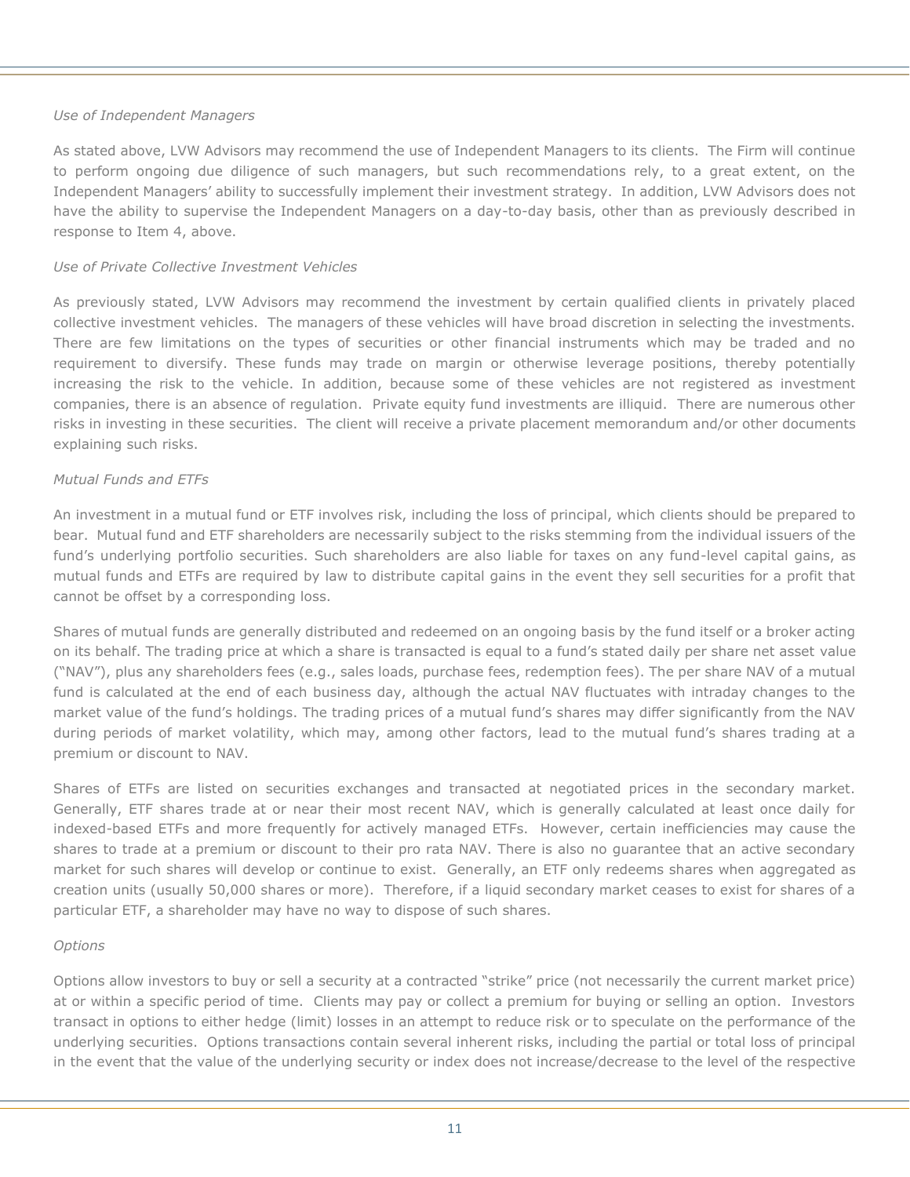*Use of Independent Managers*

As stated above, LVW Advisors may recommend the use of Independent Managers to its clients. The Firm will continue to perform ongoing due diligence of such managers, but such recommendations rely, to a great extent, on the Independent Managers' ability to successfully implement their investment strategy. In addition, LVW Advisors does not have the ability to supervise the Independent Managers on a day-to-day basis, other than as previously described in response to Item 4, above.

*Use of Private Collective Investment Vehicles*

As previously stated, LVW Advisors may recommend the investment by certain qualified clients in privately placed collective investment vehicles. The managers of these vehicles will have broad discretion in selecting the investments. There are few limitations on the types of securities or other financial instruments which may be traded and no requirement to diversify. These funds may trade on margin or otherwise leverage positions, thereby potentially increasing the risk to the vehicle. In addition, because some of these vehicles are not registered as investment companies, there is an absence of regulation. Private equity fund investments are illiquid. There are numerous other risks in investing in these securities. The client will receive a private placement memorandum and/or other documents explaining such risks.

*Mutual Funds and ETFs*

An investment in a mutual fund or ETF involves risk, including the loss of principal, which clients should be prepared to bear. Mutual fund and ETF shareholders are necessarily subject to the risks stemming from the individual issuers of the fund's underlying portfolio securities. Such shareholders are also liable for taxes on any fund-level capital gains, as mutual funds and ETFs are required by law to distribute capital gains in the event they sell securities for a profit that cannot be offset by a corresponding loss.

Shares of mutual funds are generally distributed and redeemed on an ongoing basis by the fund itself or a broker acting on its behalf. The trading price at which a share is transacted is equal to a fund's stated daily per share net asset value ("NAV"), plus any shareholders fees (e.g., sales loads, purchase fees, redemption fees). The per share NAV of a mutual fund is calculated at the end of each business day, although the actual NAV fluctuates with intraday changes to the market value of the fund's holdings. The trading prices of a mutual fund's shares may differ significantly from the NAV during periods of market volatility, which may, among other factors, lead to the mutual fund's shares trading at a premium or discount to NAV.

Shares of ETFs are listed on securities exchanges and transacted at negotiated prices in the secondary market. Generally, ETF shares trade at or near their most recent NAV, which is generally calculated at least once daily for indexed-based ETFs and more frequently for actively managed ETFs. However, certain inefficiencies may cause the shares to trade at a premium or discount to their pro rata NAV. There is also no guarantee that an active secondary market for such shares will develop or continue to exist. Generally, an ETF only redeems shares when aggregated as creation units (usually 50,000 shares or more). Therefore, if a liquid secondary market ceases to exist for shares of a particular ETF, a shareholder may have no way to dispose of such shares.

*Options*

Options allow investors to buy or sell a security at a contracted "strike" price (not necessarily the current market price) at or within a specific period of time. Clients may pay or collect a premium for buying or selling an option. Investors transact in options to either hedge (limit) losses in an attempt to reduce risk or to speculate on the performance of the underlying securities. Options transactions contain several inherent risks, including the partial or total loss of principal in the event that the value of the underlying security or index does not increase/decrease to the level of the respective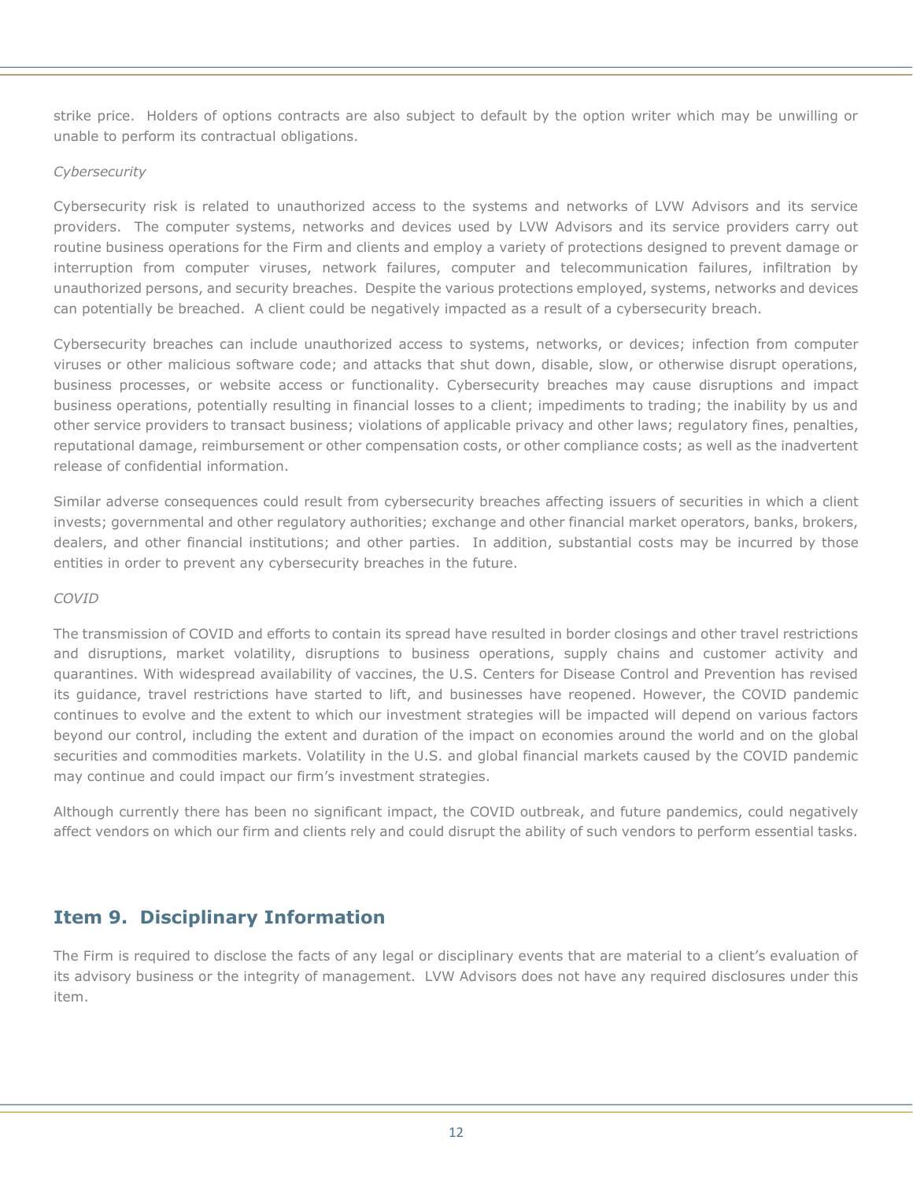strike price. Holders of options contracts are also subject to default by the option writer which may be unwilling or unable to perform its contractual obligations.

*Cybersecurity*

Cybersecurity risk is related to unauthorized access to the systems and networks of LVW Advisors and its service providers. The computer systems, networks and devices used by LVW Advisors and its service providers carry out routine business operations for the Firm and clients and employ a variety of protections designed to prevent damage or interruption from computer viruses, network failures, computer and telecommunication failures, infiltration by unauthorized persons, and security breaches. Despite the various protections employed, systems, networks and devices can potentially be breached. A client could be negatively impacted as a result of a cybersecurity breach.

Cybersecurity breaches can include unauthorized access to systems, networks, or devices; infection from computer viruses or other malicious software code; and attacks that shut down, disable, slow, or otherwise disrupt operations, business processes, or website access or functionality. Cybersecurity breaches may cause disruptions and impact business operations, potentially resulting in financial losses to a client; impediments to trading; the inability by us and other service providers to transact business; violations of applicable privacy and other laws; regulatory fines, penalties, reputational damage, reimbursement or other compensation costs, or other compliance costs; as well as the inadvertent release of confidential information.

Similar adverse consequences could result from cybersecurity breaches affecting issuers of securities in which a client invests; governmental and other regulatory authorities; exchange and other financial market operators, banks, brokers, dealers, and other financial institutions; and other parties. In addition, substantial costs may be incurred by those entities in order to prevent any cybersecurity breaches in the future.

*COVID*

The transmission of COVID and efforts to contain its spread have resulted in border closings and other travel restrictions and disruptions, market volatility, disruptions to business operations, supply chains and customer activity and quarantines. With widespread availability of vaccines, the U.S. Centers for Disease Control and Prevention has revised its guidance, travel restrictions have started to lift, and businesses have reopened. However, the COVID pandemic continues to evolve and the extent to which our investment strategies will be impacted will depend on various factors beyond our control, including the extent and duration of the impact on economies around the world and on the global securities and commodities markets. Volatility in the U.S. and global financial markets caused by the COVID pandemic may continue and could impact our firm's investment strategies.

Although currently there has been no significant impact, the COVID outbreak, and future pandemics, could negatively affect vendors on which our firm and clients rely and could disrupt the ability of such vendors to perform essential tasks.

## Item 9. Disciplinary Information

The Firm is required to disclose the facts of any legal or disciplinary events that are material to a client's evaluation of its advisory business or the integrity of management. LVW Advisors does not have any required disclosures under this item.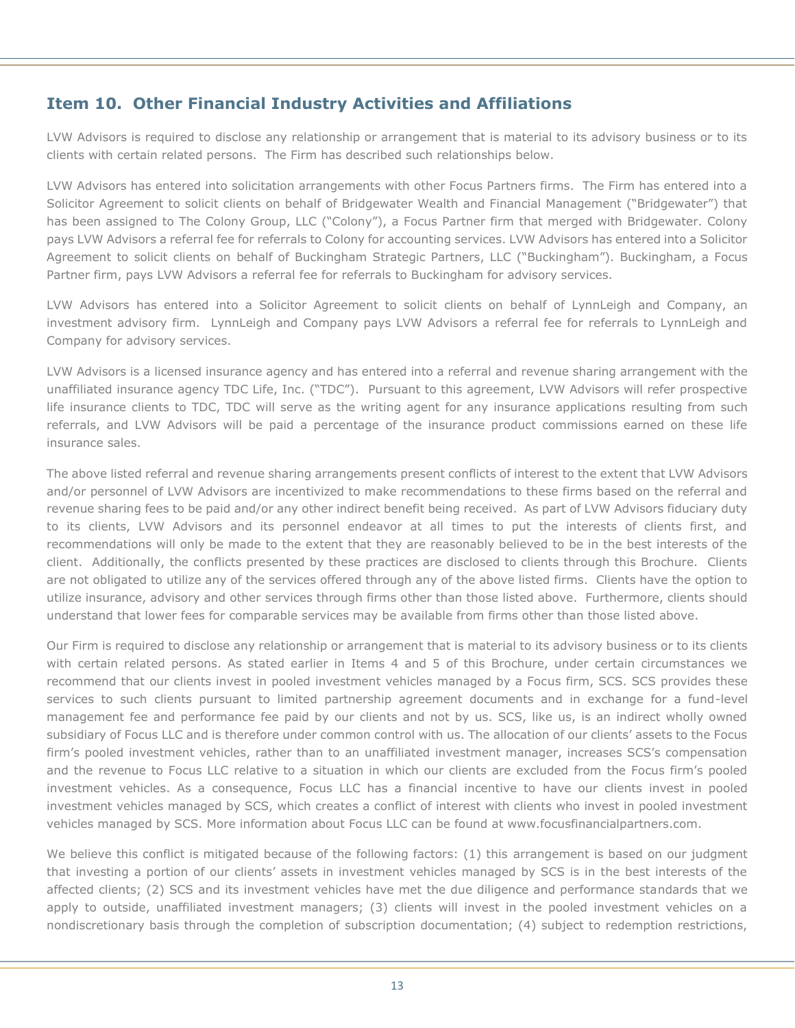## Item 10. Other Financial Industry Activities and Affiliations

LVW Advisors is required to disclose any relationship or arrangement that is material to its advisory business or to its clients with certain related persons. The Firm has described such relationships below.

LVW Advisors has entered into solicitation arrangements with other Focus Partners firms. The Firm has entered into a Solicitor Agreement to solicit clients on behalf of Bridgewater Wealth and Financial Management ("Bridgewater") that has been assigned to The Colony Group, LLC ("Colony"), a Focus Partner firm that merged with Bridgewater. Colony pays LVW Advisors a referral fee for referrals to Colony for accounting services. LVW Advisors has entered into a Solicitor Agreement to solicit clients on behalf of Buckingham Strategic Partners, LLC ("Buckingham"). Buckingham, a Focus Partner firm, pays LVW Advisors a referral fee for referrals to Buckingham for advisory services.

LVW Advisors has entered into a Solicitor Agreement to solicit clients on behalf of LynnLeigh and Company, an investment advisory firm. LynnLeigh and Company pays LVW Advisors a referral fee for referrals to LynnLeigh and Company for advisory services.

LVW Advisors is a licensed insurance agency and has entered into a referral and revenue sharing arrangement with the unaffiliated insurance agency TDC Life, Inc. ("TDC"). Pursuant to this agreement, LVW Advisors will refer prospective life insurance clients to TDC, TDC will serve as the writing agent for any insurance applications resulting from such referrals, and LVW Advisors will be paid a percentage of the insurance product commissions earned on these life insurance sales.

The above listed referral and revenue sharing arrangements present conflicts of interest to the extent that LVW Advisors and/or personnel of LVW Advisors are incentivized to make recommendations to these firms based on the referral and revenue sharing fees to be paid and/or any other indirect benefit being received. As part of LVW Advisors fiduciary duty to its clients, LVW Advisors and its personnel endeavor at all times to put the interests of clients first, and recommendations will only be made to the extent that they are reasonably believed to be in the best interests of the client. Additionally, the conflicts presented by these practices are disclosed to clients through this Brochure. Clients are not obligated to utilize any of the services offered through any of the above listed firms. Clients have the option to utilize insurance, advisory and other services through firms other than those listed above. Furthermore, clients should understand that lower fees for comparable services may be available from firms other than those listed above.

Our Firm is required to disclose any relationship or arrangement that is material to its advisory business or to its clients with certain related persons. As stated earlier in Items 4 and 5 of this Brochure, under certain circumstances we recommend that our clients invest in pooled investment vehicles managed by a Focus firm, SCS. SCS provides these services to such clients pursuant to limited partnership agreement documents and in exchange for a fund-level management fee and performance fee paid by our clients and not by us. SCS, like us, is an indirect wholly owned subsidiary of Focus LLC and is therefore under common control with us. The allocation of our clients' assets to the Focus firm's pooled investment vehicles, rather than to an unaffiliated investment manager, increases SCS's compensation and the revenue to Focus LLC relative to a situation in which our clients are excluded from the Focus firm's pooled investment vehicles. As a consequence, Focus LLC has a financial incentive to have our clients invest in pooled investment vehicles managed by SCS, which creates a conflict of interest with clients who invest in pooled investment vehicles managed by SCS. More information about Focus LLC can be found at www.focusfinancialpartners.com.

We believe this conflict is mitigated because of the following factors: (1) this arrangement is based on our judgment that investing a portion of our clients' assets in investment vehicles managed by SCS is in the best interests of the affected clients; (2) SCS and its investment vehicles have met the due diligence and performance standards that we apply to outside, unaffiliated investment managers; (3) clients will invest in the pooled investment vehicles on a nondiscretionary basis through the completion of subscription documentation; (4) subject to redemption restrictions,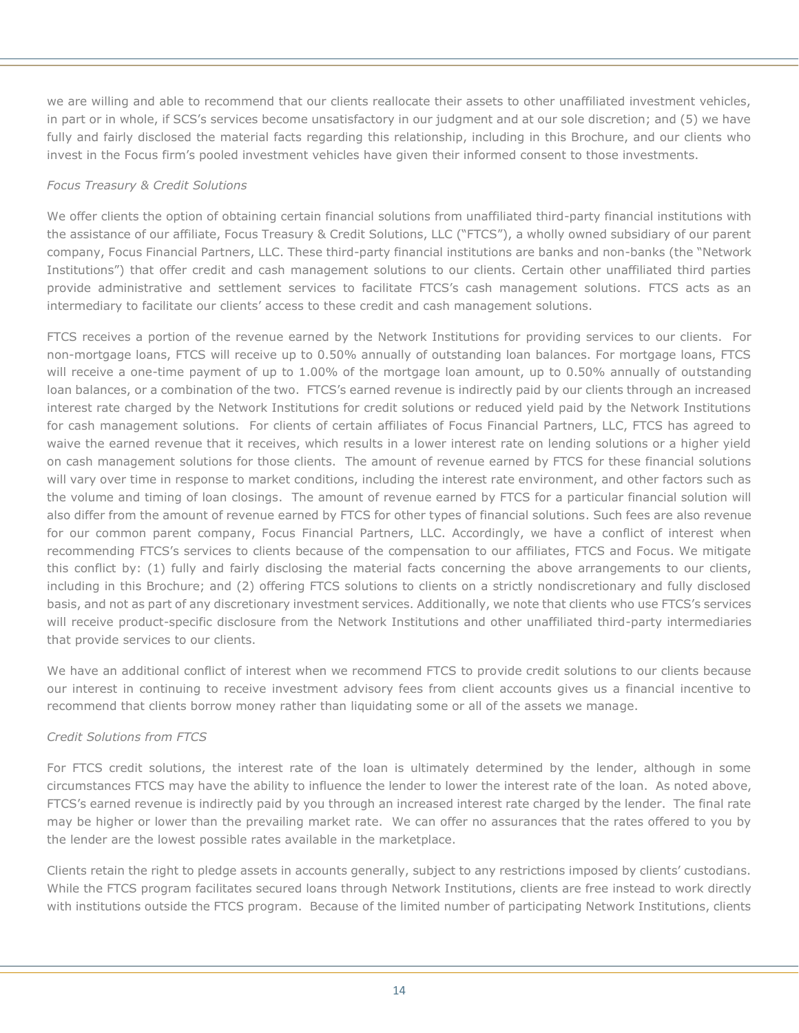we are willing and able to recommend that our clients reallocate their assets to other unaffiliated investment vehicles, in part or in whole, if SCS's services become unsatisfactory in our judgment and at our sole discretion; and (5) we have fully and fairly disclosed the material facts regarding this relationship, including in this Brochure, and our clients who invest in the Focus firm's pooled investment vehicles have given their informed consent to those investments.

*Focus Treasury & Credit Solutions*

We offer clients the option of obtaining certain financial solutions from unaffiliated third-party financial institutions with the assistance of our affiliate, Focus Treasury & Credit Solutions, LLC ("FTCS"), a wholly owned subsidiary of our parent company, Focus Financial Partners, LLC. These third-party financial institutions are banks and non-banks (the "Network Institutions") that offer credit and cash management solutions to our clients. Certain other unaffiliated third parties provide administrative and settlement services to facilitate FTCS's cash management solutions. FTCS acts as an intermediary to facilitate our clients' access to these credit and cash management solutions.

FTCS receives a portion of the revenue earned by the Network Institutions for providing services to our clients. For non-mortgage loans, FTCS will receive up to 0.50% annually of outstanding loan balances. For mortgage loans, FTCS will receive a one-time payment of up to 1.00% of the mortgage loan amount, up to 0.50% annually of outstanding loan balances, or a combination of the two. FTCS's earned revenue is indirectly paid by our clients through an increased interest rate charged by the Network Institutions for credit solutions or reduced yield paid by the Network Institutions for cash management solutions. For clients of certain affiliates of Focus Financial Partners, LLC, FTCS has agreed to waive the earned revenue that it receives, which results in a lower interest rate on lending solutions or a higher yield on cash management solutions for those clients. The amount of revenue earned by FTCS for these financial solutions will vary over time in response to market conditions, including the interest rate environment, and other factors such as the volume and timing of loan closings. The amount of revenue earned by FTCS for a particular financial solution will also differ from the amount of revenue earned by FTCS for other types of financial solutions. Such fees are also revenue for our common parent company, Focus Financial Partners, LLC. Accordingly, we have a conflict of interest when recommending FTCS's services to clients because of the compensation to our affiliates, FTCS and Focus. We mitigate this conflict by: (1) fully and fairly disclosing the material facts concerning the above arrangements to our clients, including in this Brochure; and (2) offering FTCS solutions to clients on a strictly nondiscretionary and fully disclosed basis, and not as part of any discretionary investment services. Additionally, we note that clients who use FTCS's services will receive product-specific disclosure from the Network Institutions and other unaffiliated third-party intermediaries that provide services to our clients.

We have an additional conflict of interest when we recommend FTCS to provide credit solutions to our clients because our interest in continuing to receive investment advisory fees from client accounts gives us a financial incentive to recommend that clients borrow money rather than liquidating some or all of the assets we manage.

*Credit Solutions from FTCS*

For FTCS credit solutions, the interest rate of the loan is ultimately determined by the lender, although in some circumstances FTCS may have the ability to influence the lender to lower the interest rate of the loan. As noted above, FTCS's earned revenue is indirectly paid by you through an increased interest rate charged by the lender. The final rate may be higher or lower than the prevailing market rate. We can offer no assurances that the rates offered to you by the lender are the lowest possible rates available in the marketplace.

Clients retain the right to pledge assets in accounts generally, subject to any restrictions imposed by clients' custodians. While the FTCS program facilitates secured loans through Network Institutions, clients are free instead to work directly with institutions outside the FTCS program. Because of the limited number of participating Network Institutions, clients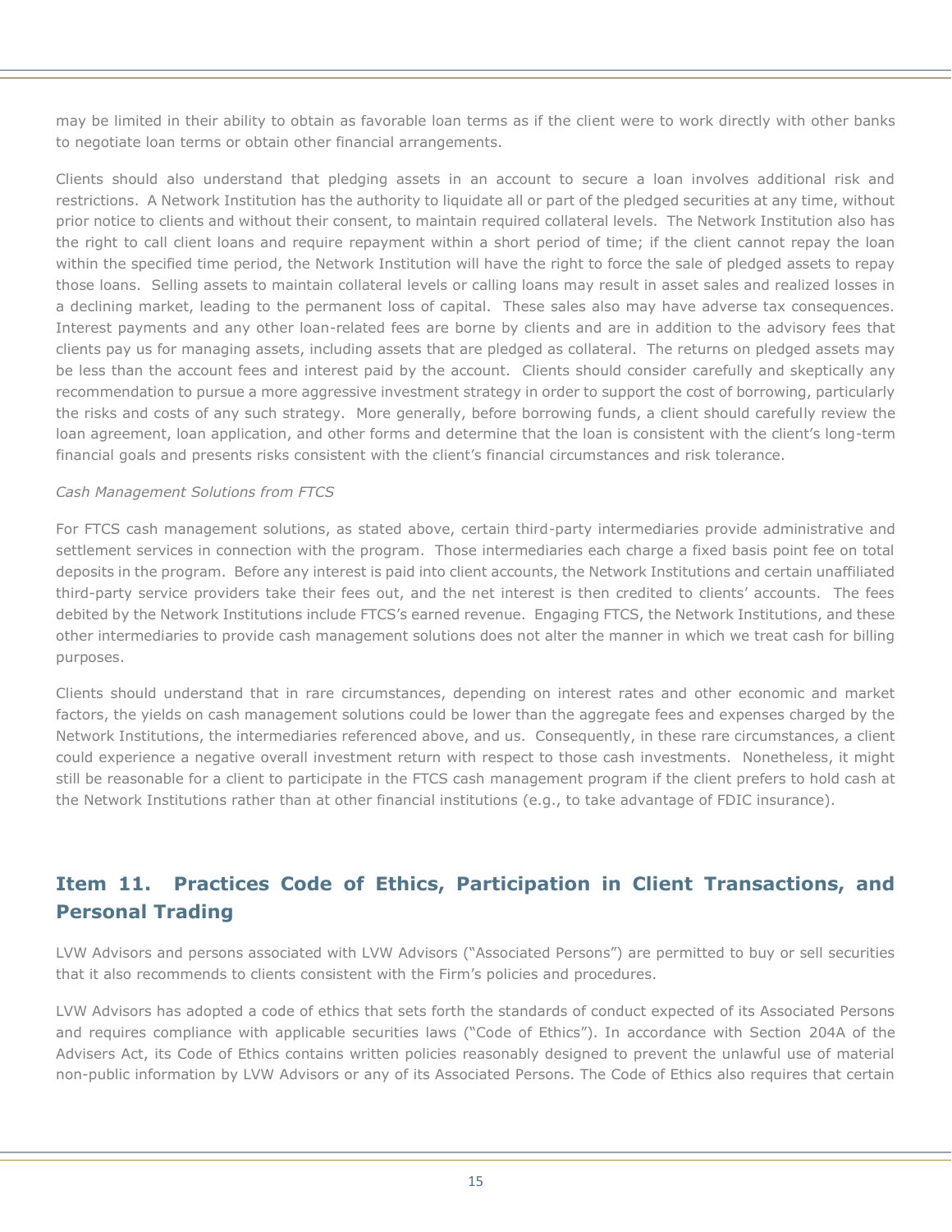may be limited in their ability to obtain as favorable loan terms as if the client were to work directly with other banks to negotiate loan terms or obtain other financial arrangements.

Clients should also understand that pledging assets in an account to secure a loan involves additional risk and restrictions. A Network Institution has the authority to liquidate all or part of the pledged securities at any time, without prior notice to clients and without their consent, to maintain required collateral levels. The Network Institution also has the right to call client loans and require repayment within a short period of time; if the client cannot repay the loan within the specified time period, the Network Institution will have the right to force the sale of pledged assets to repay those loans. Selling assets to maintain collateral levels or calling loans may result in asset sales and realized losses in a declining market, leading to the permanent loss of capital. These sales also may have adverse tax consequences. Interest payments and any other loan-related fees are borne by clients and are in addition to the advisory fees that clients pay us for managing assets, including assets that are pledged as collateral. The returns on pledged assets may be less than the account fees and interest paid by the account. Clients should consider carefully and skeptically any recommendation to pursue a more aggressive investment strategy in order to support the cost of borrowing, particularly the risks and costs of any such strategy. More generally, before borrowing funds, a client should carefully review the loan agreement, loan application, and other forms and determine that the loan is consistent with the client's long-term financial goals and presents risks consistent with the client's financial circumstances and risk tolerance.

*Cash Management Solutions from FTCS*

For FTCS cash management solutions, as stated above, certain third-party intermediaries provide administrative and settlement services in connection with the program. Those intermediaries each charge a fixed basis point fee on total deposits in the program. Before any interest is paid into client accounts, the Network Institutions and certain unaffiliated third-party service providers take their fees out, and the net interest is then credited to clients' accounts. The fees debited by the Network Institutions include FTCS's earned revenue. Engaging FTCS, the Network Institutions, and these other intermediaries to provide cash management solutions does not alter the manner in which we treat cash for billing purposes.

Clients should understand that in rare circumstances, depending on interest rates and other economic and market factors, the yields on cash management solutions could be lower than the aggregate fees and expenses charged by the Network Institutions, the intermediaries referenced above, and us. Consequently, in these rare circumstances, a client could experience a negative overall investment return with respect to those cash investments. Nonetheless, it might still be reasonable for a client to participate in the FTCS cash management program if the client prefers to hold cash at the Network Institutions rather than at other financial institutions (e.g., to take advantage of FDIC insurance).

## Item 11. Practices Code of Ethics, Participation in Client Transactions, and Personal Trading

LVW Advisors and persons associated with LVW Advisors ("Associated Persons") are permitted to buy or sell securities that it also recommends to clients consistent with the Firm's policies and procedures.

LVW Advisors has adopted a code of ethics that sets forth the standards of conduct expected of its Associated Persons and requires compliance with applicable securities laws ("Code of Ethics"). In accordance with Section 204A of the Advisers Act, its Code of Ethics contains written policies reasonably designed to prevent the unlawful use of material non-public information by LVW Advisors or any of its Associated Persons. The Code of Ethics also requires that certain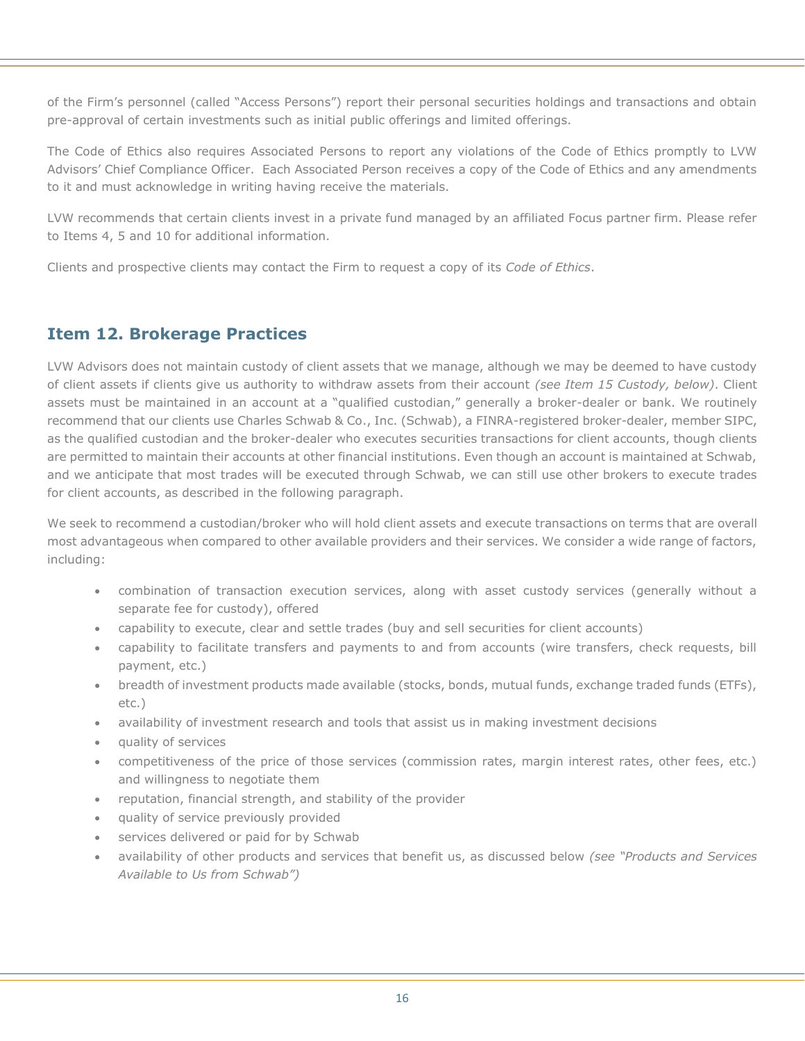of the Firm's personnel (called "Access Persons") report their personal securities holdings and transactions and obtain pre-approval of certain investments such as initial public offerings and limited offerings.

The Code of Ethics also requires Associated Persons to report any violations of the Code of Ethics promptly to LVW Advisors' Chief Compliance Officer. Each Associated Person receives a copy of the Code of Ethics and any amendments to it and must acknowledge in writing having receive the materials.

LVW recommends that certain clients invest in a private fund managed by an affiliated Focus partner firm. Please refer to Items 4, 5 and 10 for additional information.

Clients and prospective clients may contact the Firm to request a copy of its *Code of Ethics*.

## Item 12. Brokerage Practices

LVW Advisors does not maintain custody of client assets that we manage, although we may be deemed to have custody of client assets if clients give us authority to withdraw assets from their account *(see Item 15 Custody, below)*. Client assets must be maintained in an account at a "qualified custodian," generally a broker-dealer or bank. We routinely recommend that our clients use Charles Schwab & Co., Inc. (Schwab), a FINRA-registered broker-dealer, member SIPC, as the qualified custodian and the broker-dealer who executes securities transactions for client accounts, though clients are permitted to maintain their accounts at other financial institutions. Even though an account is maintained at Schwab, and we anticipate that most trades will be executed through Schwab, we can still use other brokers to execute trades for client accounts, as described in the following paragraph.

We seek to recommend a custodian/broker who will hold client assets and execute transactions on terms that are overall most advantageous when compared to other available providers and their services. We consider a wide range of factors, including:

- combination of transaction execution services, along with asset custody services (generally without a separate fee for custody), offered
- capability to execute, clear and settle trades (buy and sell securities for client accounts)
- capability to facilitate transfers and payments to and from accounts (wire transfers, check requests, bill payment, etc.)
- breadth of investment products made available (stocks, bonds, mutual funds, exchange traded funds (ETFs), etc.)
- availability of investment research and tools that assist us in making investment decisions
- quality of services
- competitiveness of the price of those services (commission rates, margin interest rates, other fees, etc.) and willingness to negotiate them
- reputation, financial strength, and stability of the provider
- quality of service previously provided
- services delivered or paid for by Schwab
- availability of other products and services that benefit us, as discussed below *(see "Products and Services Available to Us from Schwab")*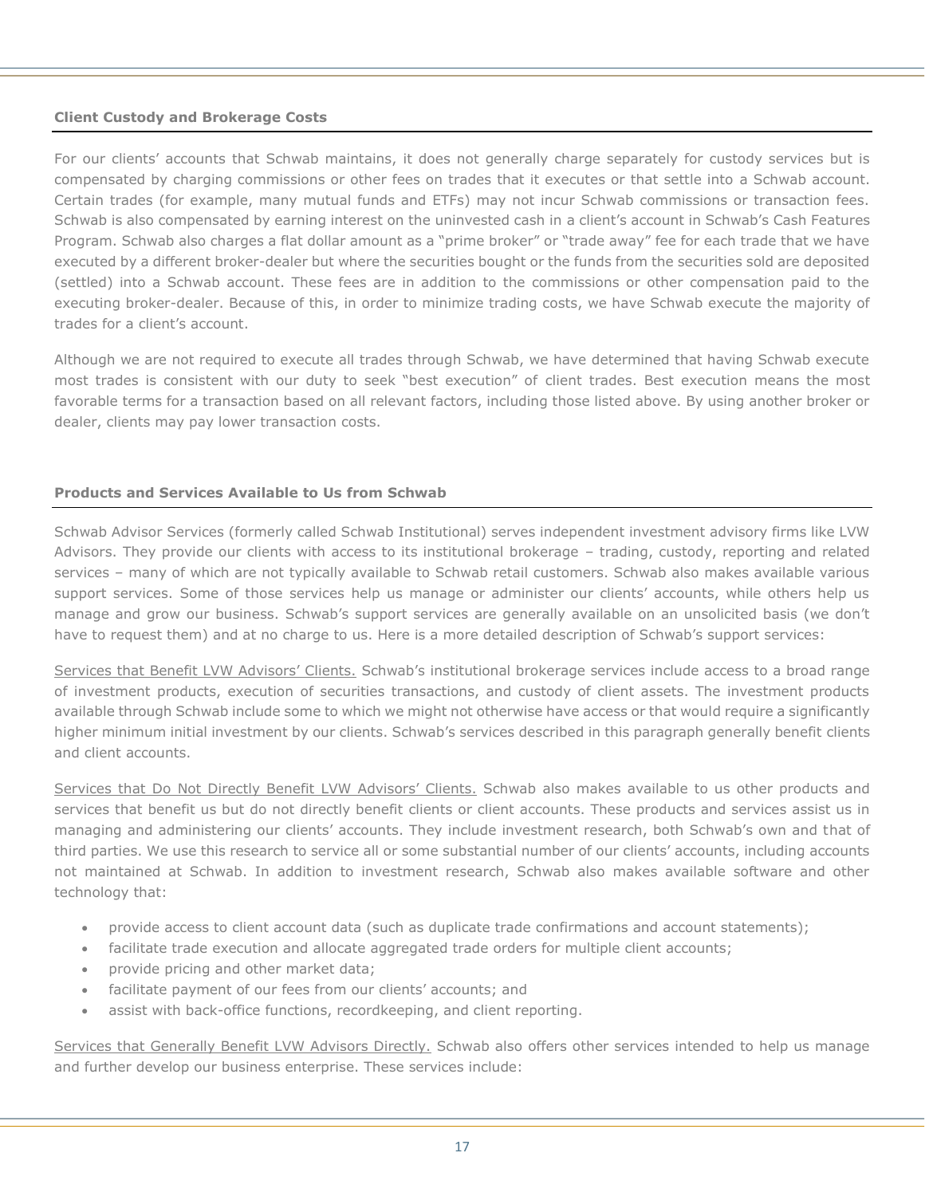#### Client Custody and Brokerage Costs

For our clients' accounts that Schwab maintains, it does not generally charge separately for custody services but is compensated by charging commissions or other fees on trades that it executes or that settle into a Schwab account. Certain trades (for example, many mutual funds and ETFs) may not incur Schwab commissions or transaction fees. Schwab is also compensated by earning interest on the uninvested cash in a client's account in Schwab's Cash Features Program. Schwab also charges a flat dollar amount as a "prime broker" or "trade away" fee for each trade that we have executed by a different broker-dealer but where the securities bought or the funds from the securities sold are deposited (settled) into a Schwab account. These fees are in addition to the commissions or other compensation paid to the executing broker-dealer. Because of this, in order to minimize trading costs, we have Schwab execute the majority of trades for a client's account.

Although we are not required to execute all trades through Schwab, we have determined that having Schwab execute most trades is consistent with our duty to seek "best execution" of client trades. Best execution means the most favorable terms for a transaction based on all relevant factors, including those listed above. By using another broker or dealer, clients may pay lower transaction costs.

#### Products and Services Available to Us from Schwab

Schwab Advisor Services (formerly called Schwab Institutional) serves independent investment advisory firms like LVW Advisors. They provide our clients with access to its institutional brokerage – trading, custody, reporting and related services – many of which are not typically available to Schwab retail customers. Schwab also makes available various support services. Some of those services help us manage or administer our clients' accounts, while others help us manage and grow our business. Schwab's support services are generally available on an unsolicited basis (we don't have to request them) and at no charge to us. Here is a more detailed description of Schwab's support services:

Services that Benefit LVW Advisors' Clients. Schwab's institutional brokerage services include access to a broad range of investment products, execution of securities transactions, and custody of client assets. The investment products available through Schwab include some to which we might not otherwise have access or that would require a significantly higher minimum initial investment by our clients. Schwab's services described in this paragraph generally benefit clients and client accounts.

Services that Do Not Directly Benefit LVW Advisors' Clients. Schwab also makes available to us other products and services that benefit us but do not directly benefit clients or client accounts. These products and services assist us in managing and administering our clients' accounts. They include investment research, both Schwab's own and that of third parties. We use this research to service all or some substantial number of our clients' accounts, including accounts not maintained at Schwab. In addition to investment research, Schwab also makes available software and other technology that:

- provide access to client account data (such as duplicate trade confirmations and account statements);
- facilitate trade execution and allocate aggregated trade orders for multiple client accounts;
- provide pricing and other market data;
- facilitate payment of our fees from our clients' accounts; and
- assist with back-office functions, recordkeeping, and client reporting.

Services that Generally Benefit LVW Advisors Directly. Schwab also offers other services intended to help us manage and further develop our business enterprise. These services include: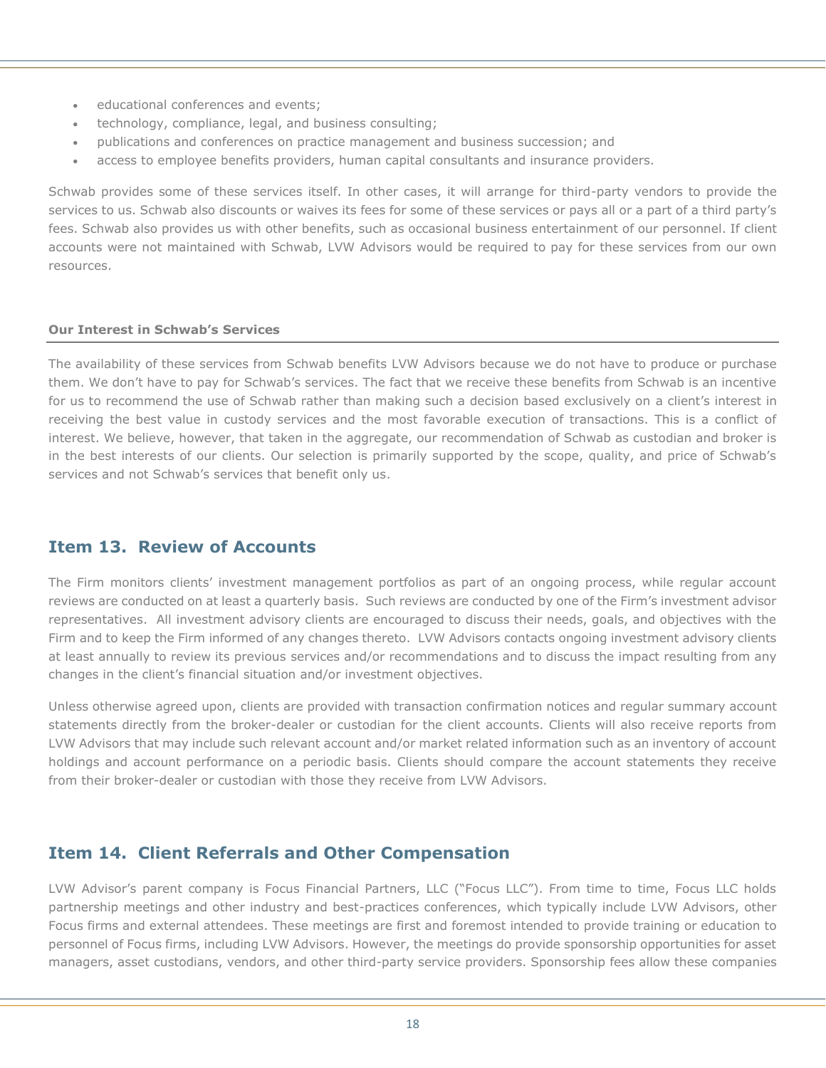- educational conferences and events;
- technology, compliance, legal, and business consulting;
- publications and conferences on practice management and business succession; and
- access to employee benefits providers, human capital consultants and insurance providers.

Schwab provides some of these services itself. In other cases, it will arrange for third-party vendors to provide the services to us. Schwab also discounts or waives its fees for some of these services or pays all or a part of a third party's fees. Schwab also provides us with other benefits, such as occasional business entertainment of our personnel. If client accounts were not maintained with Schwab, LVW Advisors would be required to pay for these services from our own resources.

#### Our Interest in Schwab's Services

The availability of these services from Schwab benefits LVW Advisors because we do not have to produce or purchase them. We don't have to pay for Schwab's services. The fact that we receive these benefits from Schwab is an incentive for us to recommend the use of Schwab rather than making such a decision based exclusively on a client's interest in receiving the best value in custody services and the most favorable execution of transactions. This is a conflict of interest. We believe, however, that taken in the aggregate, our recommendation of Schwab as custodian and broker is in the best interests of our clients. Our selection is primarily supported by the scope, quality, and price of Schwab's services and not Schwab's services that benefit only us.

## Item 13. Review of Accounts

The Firm monitors clients' investment management portfolios as part of an ongoing process, while regular account reviews are conducted on at least a quarterly basis. Such reviews are conducted by one of the Firm's investment advisor representatives. All investment advisory clients are encouraged to discuss their needs, goals, and objectives with the Firm and to keep the Firm informed of any changes thereto. LVW Advisors contacts ongoing investment advisory clients at least annually to review its previous services and/or recommendations and to discuss the impact resulting from any changes in the client's financial situation and/or investment objectives.

Unless otherwise agreed upon, clients are provided with transaction confirmation notices and regular summary account statements directly from the broker-dealer or custodian for the client accounts. Clients will also receive reports from LVW Advisors that may include such relevant account and/or market related information such as an inventory of account holdings and account performance on a periodic basis. Clients should compare the account statements they receive from their broker-dealer or custodian with those they receive from LVW Advisors.

## Item 14. Client Referrals and Other Compensation

LVW Advisor's parent company is Focus Financial Partners, LLC ("Focus LLC"). From time to time, Focus LLC holds partnership meetings and other industry and best-practices conferences, which typically include LVW Advisors, other Focus firms and external attendees. These meetings are first and foremost intended to provide training or education to personnel of Focus firms, including LVW Advisors. However, the meetings do provide sponsorship opportunities for asset managers, asset custodians, vendors, and other third-party service providers. Sponsorship fees allow these companies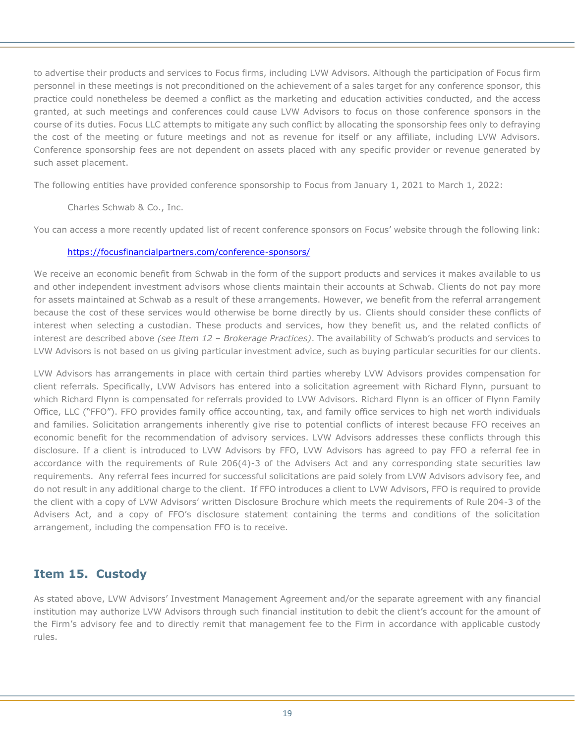to advertise their products and services to Focus firms, including LVW Advisors. Although the participation of Focus firm personnel in these meetings is not preconditioned on the achievement of a sales target for any conference sponsor, this practice could nonetheless be deemed a conflict as the marketing and education activities conducted, and the access granted, at such meetings and conferences could cause LVW Advisors to focus on those conference sponsors in the course of its duties. Focus LLC attempts to mitigate any such conflict by allocating the sponsorship fees only to defraying the cost of the meeting or future meetings and not as revenue for itself or any affiliate, including LVW Advisors. Conference sponsorship fees are not dependent on assets placed with any specific provider or revenue generated by such asset placement.

The following entities have provided conference sponsorship to Focus from January 1, 2021 to March 1, 2022:

Charles Schwab & Co., Inc.

You can access a more recently updated list of recent conference sponsors on Focus' website through the following link:

https://focusfinancialpartners.com/conference-sponsors/

We receive an economic benefit from Schwab in the form of the support products and services it makes available to us and other independent investment advisors whose clients maintain their accounts at Schwab. Clients do not pay more for assets maintained at Schwab as a result of these arrangements. However, we benefit from the referral arrangement because the cost of these services would otherwise be borne directly by us. Clients should consider these conflicts of interest when selecting a custodian. These products and services, how they benefit us, and the related conflicts of interest are described above *(see Item 12 – Brokerage Practices)*. The availability of Schwab's products and services to LVW Advisors is not based on us giving particular investment advice, such as buying particular securities for our clients.

LVW Advisors has arrangements in place with certain third parties whereby LVW Advisors provides compensation for client referrals. Specifically, LVW Advisors has entered into a solicitation agreement with Richard Flynn, pursuant to which Richard Flynn is compensated for referrals provided to LVW Advisors. Richard Flynn is an officer of Flynn Family Office, LLC ("FFO"). FFO provides family office accounting, tax, and family office services to high net worth individuals and families. Solicitation arrangements inherently give rise to potential conflicts of interest because FFO receives an economic benefit for the recommendation of advisory services. LVW Advisors addresses these conflicts through this disclosure. If a client is introduced to LVW Advisors by FFO, LVW Advisors has agreed to pay FFO a referral fee in accordance with the requirements of Rule 206(4)-3 of the Advisers Act and any corresponding state securities law requirements. Any referral fees incurred for successful solicitations are paid solely from LVW Advisors advisory fee, and do not result in any additional charge to the client. If FFO introduces a client to LVW Advisors, FFO is required to provide the client with a copy of LVW Advisors' written Disclosure Brochure which meets the requirements of Rule 204-3 of the Advisers Act, and a copy of FFO's disclosure statement containing the terms and conditions of the solicitation arrangement, including the compensation FFO is to receive.

## Item 15. Custody

As stated above, LVW Advisors' Investment Management Agreement and/or the separate agreement with any financial institution may authorize LVW Advisors through such financial institution to debit the client's account for the amount of the Firm's advisory fee and to directly remit that management fee to the Firm in accordance with applicable custody rules.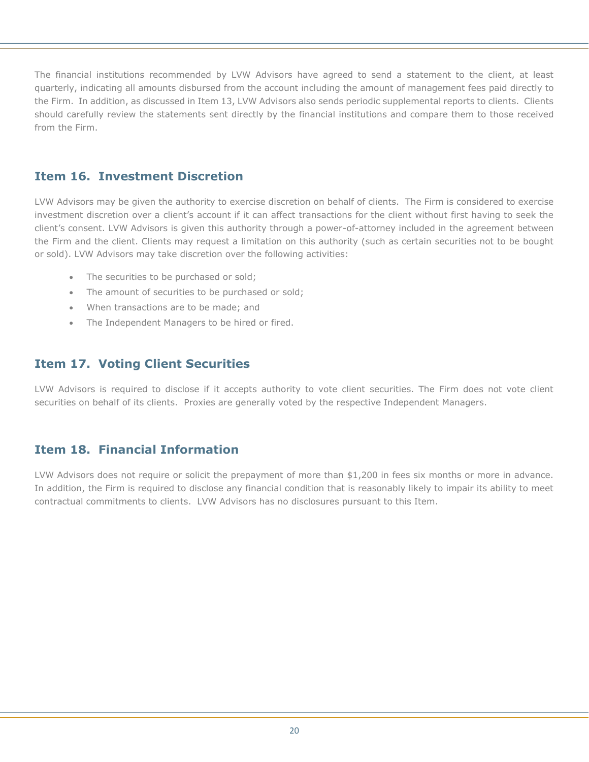The financial institutions recommended by LVW Advisors have agreed to send a statement to the client, at least quarterly, indicating all amounts disbursed from the account including the amount of management fees paid directly to the Firm. In addition, as discussed in Item 13, LVW Advisors also sends periodic supplemental reports to clients. Clients should carefully review the statements sent directly by the financial institutions and compare them to those received from the Firm.

## Item 16. Investment Discretion

LVW Advisors may be given the authority to exercise discretion on behalf of clients. The Firm is considered to exercise investment discretion over a client's account if it can affect transactions for the client without first having to seek the client's consent. LVW Advisors is given this authority through a power-of-attorney included in the agreement between the Firm and the client. Clients may request a limitation on this authority (such as certain securities not to be bought or sold). LVW Advisors may take discretion over the following activities:

- The securities to be purchased or sold;
- The amount of securities to be purchased or sold;
- When transactions are to be made; and
- The Independent Managers to be hired or fired.

## Item 17. Voting Client Securities

LVW Advisors is required to disclose if it accepts authority to vote client securities. The Firm does not vote client securities on behalf of its clients. Proxies are generally voted by the respective Independent Managers.

## Item 18. Financial Information

LVW Advisors does not require or solicit the prepayment of more than $1,200 in fees six months or more in advance. In addition, the Firm is required to disclose any financial condition that is reasonably likely to impair its ability to meet contractual commitments to clients. LVW Advisors has no disclosures pursuant to this Item.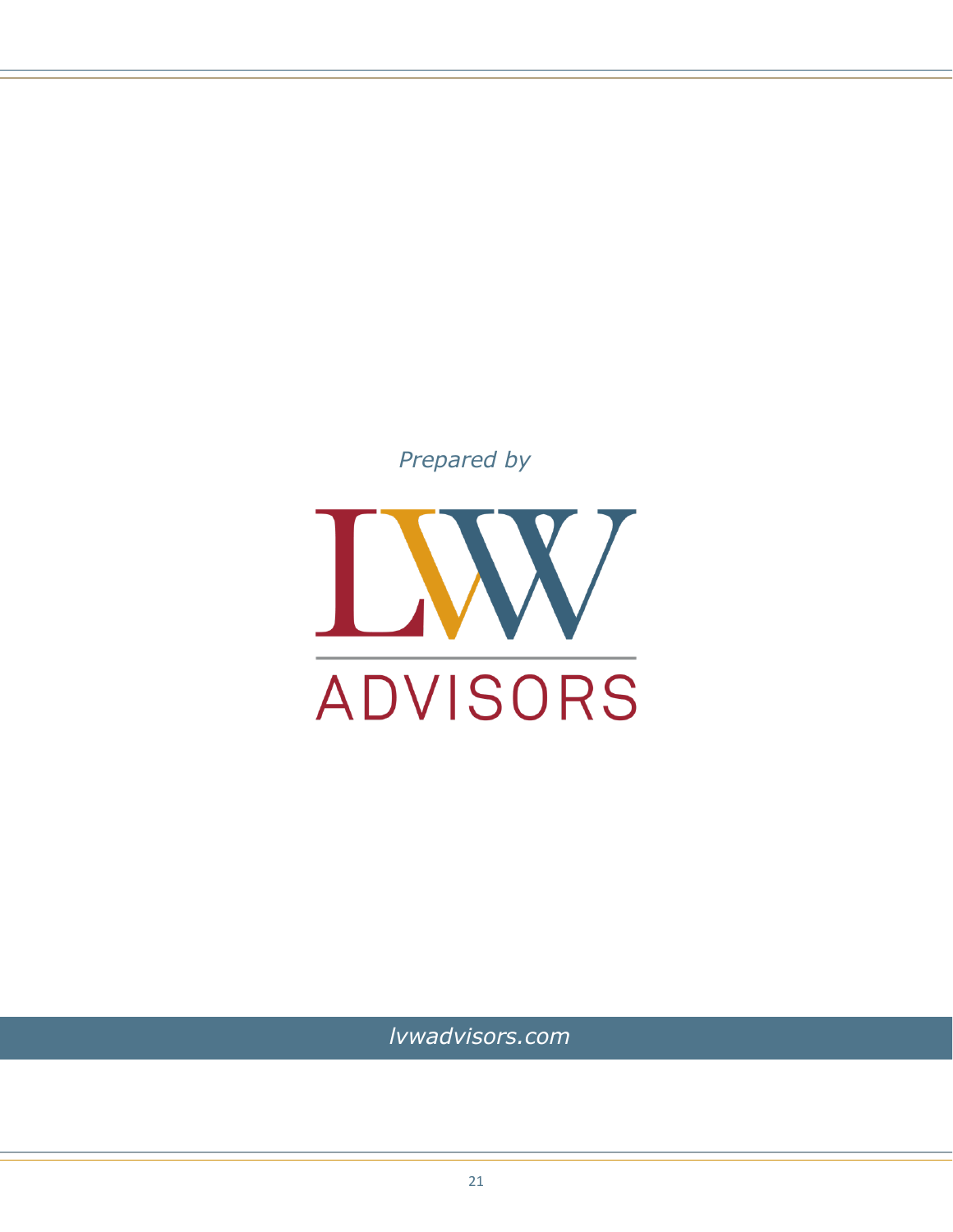*Prepared by*

LVW

ADVISORS

*lvwadvisors.com*